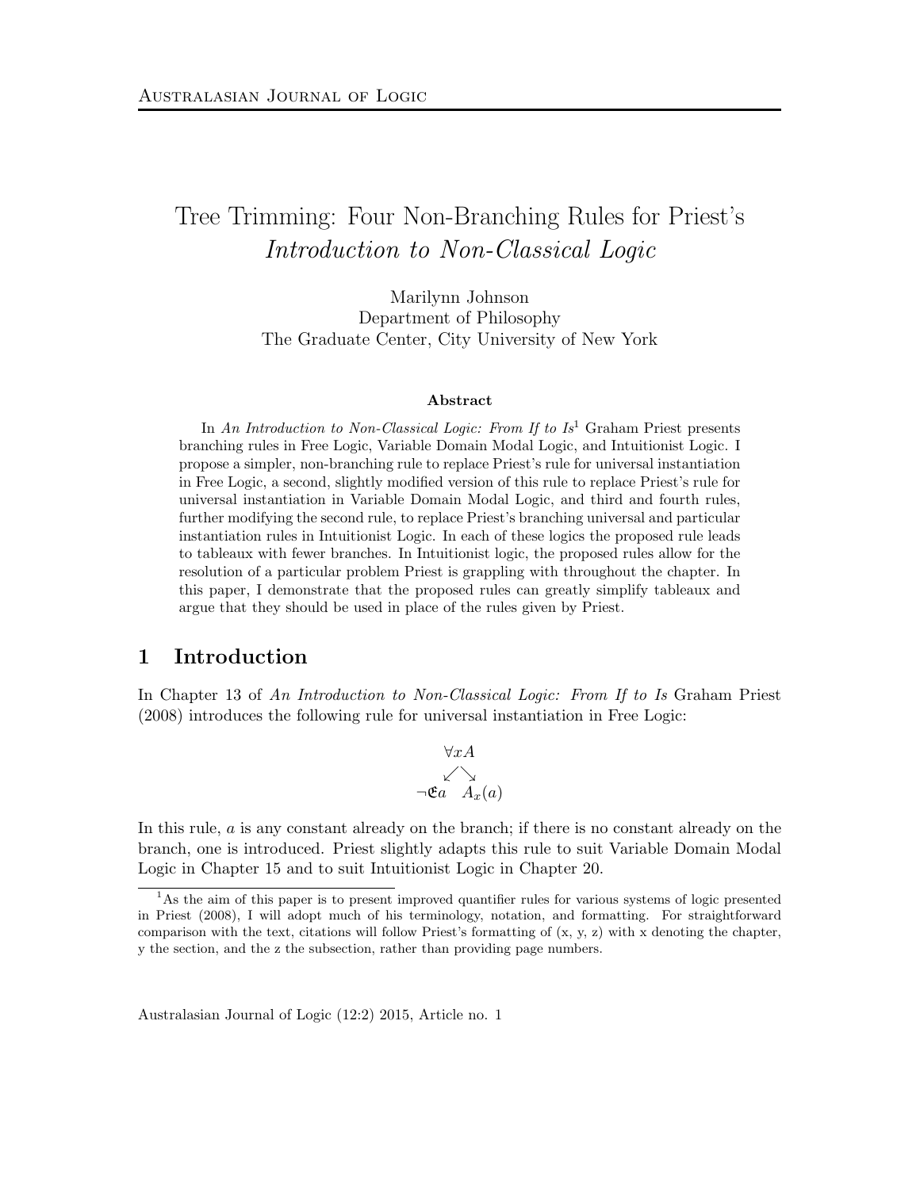# Tree Trimming: Four Non-Branching Rules for Priest's *Introduction to Non-Classical Logic*

Marilynn Johnson
Department of Philosophy
The Graduate Center, City University of New York

### Abstract

In *An Introduction to Non-Classical Logic: From If to Is*[1] Graham Priest presents branching rules in Free Logic, Variable Domain Modal Logic, and Intuitionist Logic. I propose a simpler, non-branching rule to replace Priest's rule for universal instantiation in Free Logic, a second, slightly modified version of this rule to replace Priest's rule for universal instantiation in Variable Domain Modal Logic, and third and fourth rules, further modifying the second rule, to replace Priest's branching universal and particular instantiation rules in Intuitionist Logic. In each of these logics the proposed rule leads to tableaux with fewer branches. In Intuitionist logic, the proposed rules allow for the resolution of a particular problem Priest is grappling with throughout the chapter. In this paper, I demonstrate that the proposed rules can greatly simplify tableaux and argue that they should be used in place of the rules given by Priest.

## 1 Introduction

In Chapter 13 of *An Introduction to Non-Classical Logic: From If to Is* Graham Priest (2008) introduces the following rule for universal instantiation in Free Logic:

$$\begin{array}{c} \forall x A \\ \swarrow \quad \searrow \\ \neg \mathfrak{E}a \quad A_x(a) \end{array}$$

In this rule, $a$ is any constant already on the branch; if there is no constant already on the branch, one is introduced. Priest slightly adapts this rule to suit Variable Domain Modal Logic in Chapter 15 and to suit Intuitionist Logic in Chapter 20.

[1] As the aim of this paper is to present improved quantifier rules for various systems of logic presented in Priest (2008), I will adopt much of his terminology, notation, and formatting. For straightforward comparison with the text, citations will follow Priest's formatting of (x, y, z) with x denoting the chapter, y the section, and the z the subsection, rather than providing page numbers.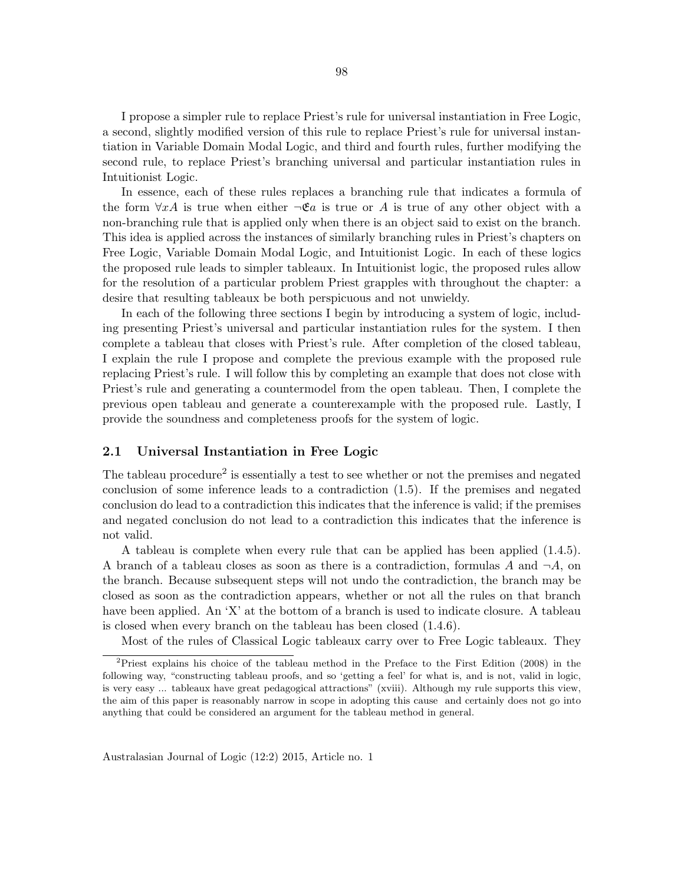I propose a simpler rule to replace Priest's rule for universal instantiation in Free Logic, a second, slightly modified version of this rule to replace Priest's rule for universal instantiation in Variable Domain Modal Logic, and third and fourth rules, further modifying the second rule, to replace Priest's branching universal and particular instantiation rules in Intuitionist Logic.

In essence, each of these rules replaces a branching rule that indicates a formula of the form $\forall xA$ is true when either $\neg\mathfrak{E}a$ is true or $A$ is true of any other object with a non-branching rule that is applied only when there is an object said to exist on the branch. This idea is applied across the instances of similarly branching rules in Priest's chapters on Free Logic, Variable Domain Modal Logic, and Intuitionist Logic. In each of these logics the proposed rule leads to simpler tableaux. In Intuitionist logic, the proposed rules allow for the resolution of a particular problem Priest grapples with throughout the chapter: a desire that resulting tableaux be both perspicuous and not unwieldy.

In each of the following three sections I begin by introducing a system of logic, including presenting Priest's universal and particular instantiation rules for the system. I then complete a tableau that closes with Priest's rule. After completion of the closed tableau, I explain the rule I propose and complete the previous example with the proposed rule replacing Priest's rule. I will follow this by completing an example that does not close with Priest's rule and generating a countermodel from the open tableau. Then, I complete the previous open tableau and generate a counterexample with the proposed rule. Lastly, I provide the soundness and completeness proofs for the system of logic.

## 2.1 Universal Instantiation in Free Logic

The tableau procedure[2] is essentially a test to see whether or not the premises and negated conclusion of some inference leads to a contradiction (1.5). If the premises and negated conclusion do lead to a contradiction this indicates that the inference is valid; if the premises and negated conclusion do not lead to a contradiction this indicates that the inference is not valid.

A tableau is complete when every rule that can be applied has been applied (1.4.5). A branch of a tableau closes as soon as there is a contradiction, formulas $A$ and $\neg A$, on the branch. Because subsequent steps will not undo the contradiction, the branch may be closed as soon as the contradiction appears, whether or not all the rules on that branch have been applied. An 'X' at the bottom of a branch is used to indicate closure. A tableau is closed when every branch on the tableau has been closed (1.4.6).

Most of the rules of Classical Logic tableaux carry over to Free Logic tableaux. They

[2]Priest explains his choice of the tableau method in the Preface to the First Edition (2008) in the following way, "constructing tableau proofs, and so 'getting a feel' for what is, and is not, valid in logic, is very easy ... tableaux have great pedagogical attractions" (xviii). Although my rule supports this view, the aim of this paper is reasonably narrow in scope in adopting this cause and certainly does not go into anything that could be considered an argument for the tableau method in general.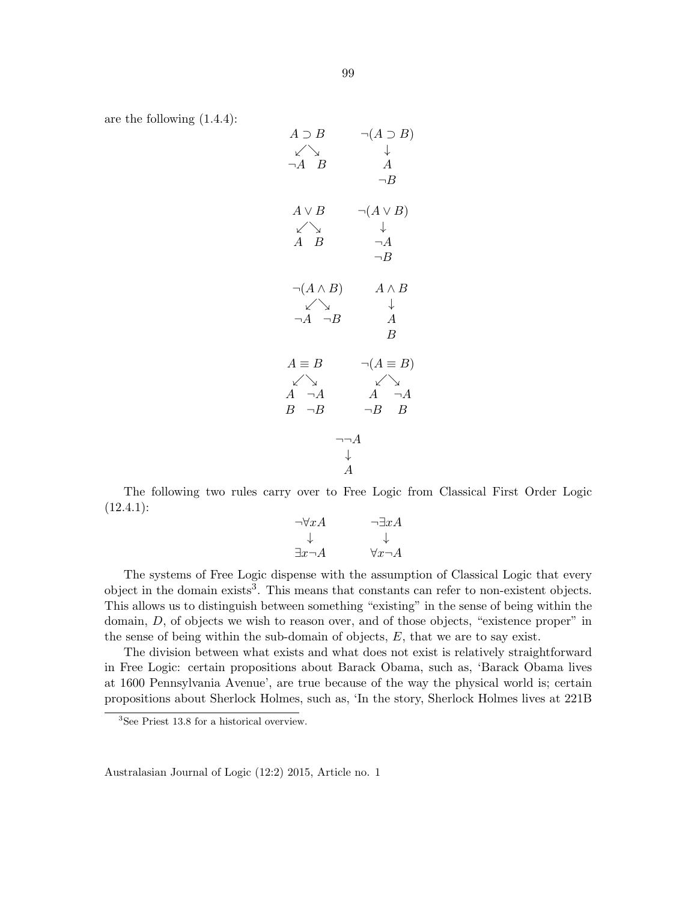are the following (1.4.4):

$$
\begin{array}{ccc}
\begin{array}{c} A \supset B \\ \swarrow \searrow \\ \neg A \quad B \end{array} & \qquad & \begin{array}{c} \neg(A \supset B) \\ \downarrow \\ A \\ \neg B \end{array}
\end{array}
$$

$$
\begin{array}{ccc}
\begin{array}{c} A \vee B \\ \swarrow \searrow \\ A \quad B \end{array} & \qquad & \begin{array}{c} \neg(A \vee B) \\ \downarrow \\ \neg A \\ \neg B \end{array}
\end{array}
$$

$$
\begin{array}{ccc}
\begin{array}{c} \neg(A \wedge B) \\ \swarrow \searrow \\ \neg A \quad \neg B \end{array} & \qquad & \begin{array}{c} A \wedge B \\ \downarrow \\ A \\ B \end{array}
\end{array}
$$

$$
\begin{array}{ccc}
\begin{array}{c} A \equiv B \\ \swarrow \searrow \\ A \quad \neg A \\ B \quad \neg B \end{array} & \qquad & \begin{array}{c} \neg(A \equiv B) \\ \swarrow \searrow \\ A \quad \neg A \\ \neg B \quad B \end{array}
\end{array}
$$

$$
\begin{array}{c} \neg\neg A \\ \downarrow \\ A \end{array}
$$

The following two rules carry over to Free Logic from Classical First Order Logic (12.4.1):

$$
\begin{array}{ccc}
\begin{array}{c} \neg\forall x A \\ \downarrow \\ \exists x \neg A \end{array} & \qquad & \begin{array}{c} \neg\exists x A \\ \downarrow \\ \forall x \neg A \end{array}
\end{array}
$$

The systems of Free Logic dispense with the assumption of Classical Logic that every object in the domain exists[3]. This means that constants can refer to non-existent objects. This allows us to distinguish between something "existing" in the sense of being within the domain, $D$, of objects we wish to reason over, and of those objects, "existence proper" in the sense of being within the sub-domain of objects, $E$, that we are to say exist.

The division between what exists and what does not exist is relatively straightforward in Free Logic: certain propositions about Barack Obama, such as, 'Barack Obama lives at 1600 Pennsylvania Avenue', are true because of the way the physical world is; certain propositions about Sherlock Holmes, such as, 'In the story, Sherlock Holmes lives at 221B

[3] See Priest 13.8 for a historical overview.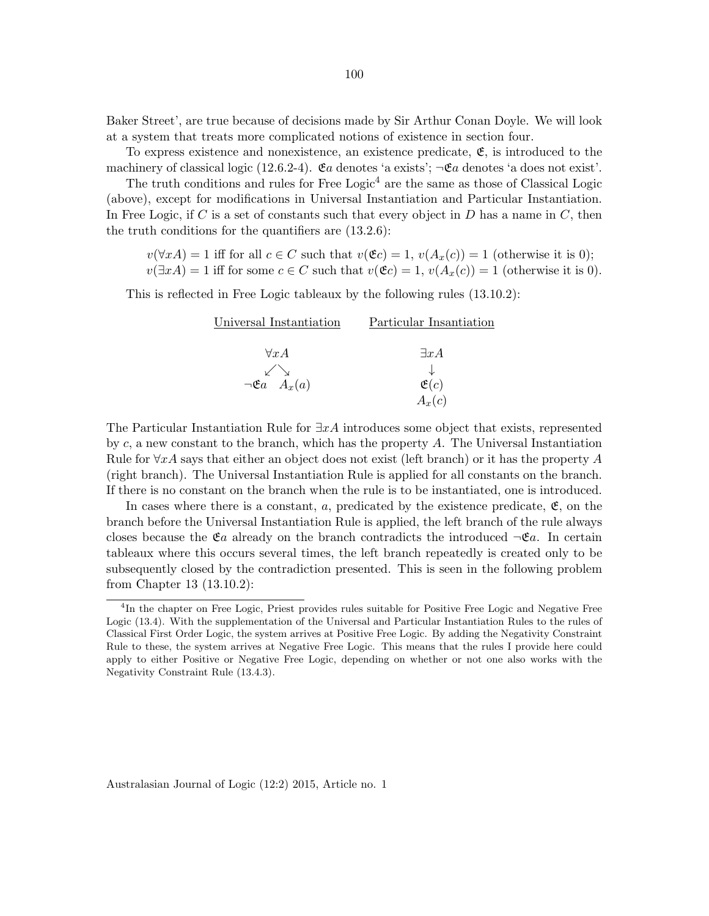Baker Street', are true because of decisions made by Sir Arthur Conan Doyle. We will look at a system that treats more complicated notions of existence in section four.

To express existence and nonexistence, an existence predicate, $\mathfrak{E}$, is introduced to the machinery of classical logic (12.6.2-4). $\mathfrak{E}a$ denotes 'a exists'; $\neg\mathfrak{E}a$ denotes 'a does not exist'.

The truth conditions and rules for Free Logic[4] are the same as those of Classical Logic (above), except for modifications in Universal Instantiation and Particular Instantiation. In Free Logic, if $C$ is a set of constants such that every object in $D$ has a name in $C$, then the truth conditions for the quantifiers are (13.2.6):

$v(\forall xA) = 1$ iff for all $c \in C$ such that $v(\mathfrak{E}c) = 1$, $v(A_x(c)) = 1$ (otherwise it is 0);
$v(\exists xA) = 1$ iff for some $c \in C$ such that $v(\mathfrak{E}c) = 1$, $v(A_x(c)) = 1$ (otherwise it is 0).

This is reflected in Free Logic tableaux by the following rules (13.10.2):

| Universal Instantiation | Particular Insantiation |
|---|---|
| $\forall xA$ | $\exists xA$ |
| $\swarrow \searrow$ | $\downarrow$ |
| $\neg\mathfrak{E}a \quad A_x(a)$ | $\mathfrak{E}(c)$ |
| | $A_x(c)$ |

The Particular Instantiation Rule for $\exists xA$ introduces some object that exists, represented by $c$, a new constant to the branch, which has the property $A$. The Universal Instantiation Rule for $\forall xA$ says that either an object does not exist (left branch) or it has the property $A$ (right branch). The Universal Instantiation Rule is applied for all constants on the branch. If there is no constant on the branch when the rule is to be instantiated, one is introduced.

In cases where there is a constant, $a$, predicated by the existence predicate, $\mathfrak{E}$, on the branch before the Universal Instantiation Rule is applied, the left branch of the rule always closes because the $\mathfrak{E}a$ already on the branch contradicts the introduced $\neg\mathfrak{E}a$. In certain tableaux where this occurs several times, the left branch repeatedly is created only to be subsequently closed by the contradiction presented. This is seen in the following problem from Chapter 13 (13.10.2):

[4] In the chapter on Free Logic, Priest provides rules suitable for Positive Free Logic and Negative Free Logic (13.4). With the supplementation of the Universal and Particular Instantiation Rules to the rules of Classical First Order Logic, the system arrives at Positive Free Logic. By adding the Negativity Constraint Rule to these, the system arrives at Negative Free Logic. This means that the rules I provide here could apply to either Positive or Negative Free Logic, depending on whether or not one also works with the Negativity Constraint Rule (13.4.3).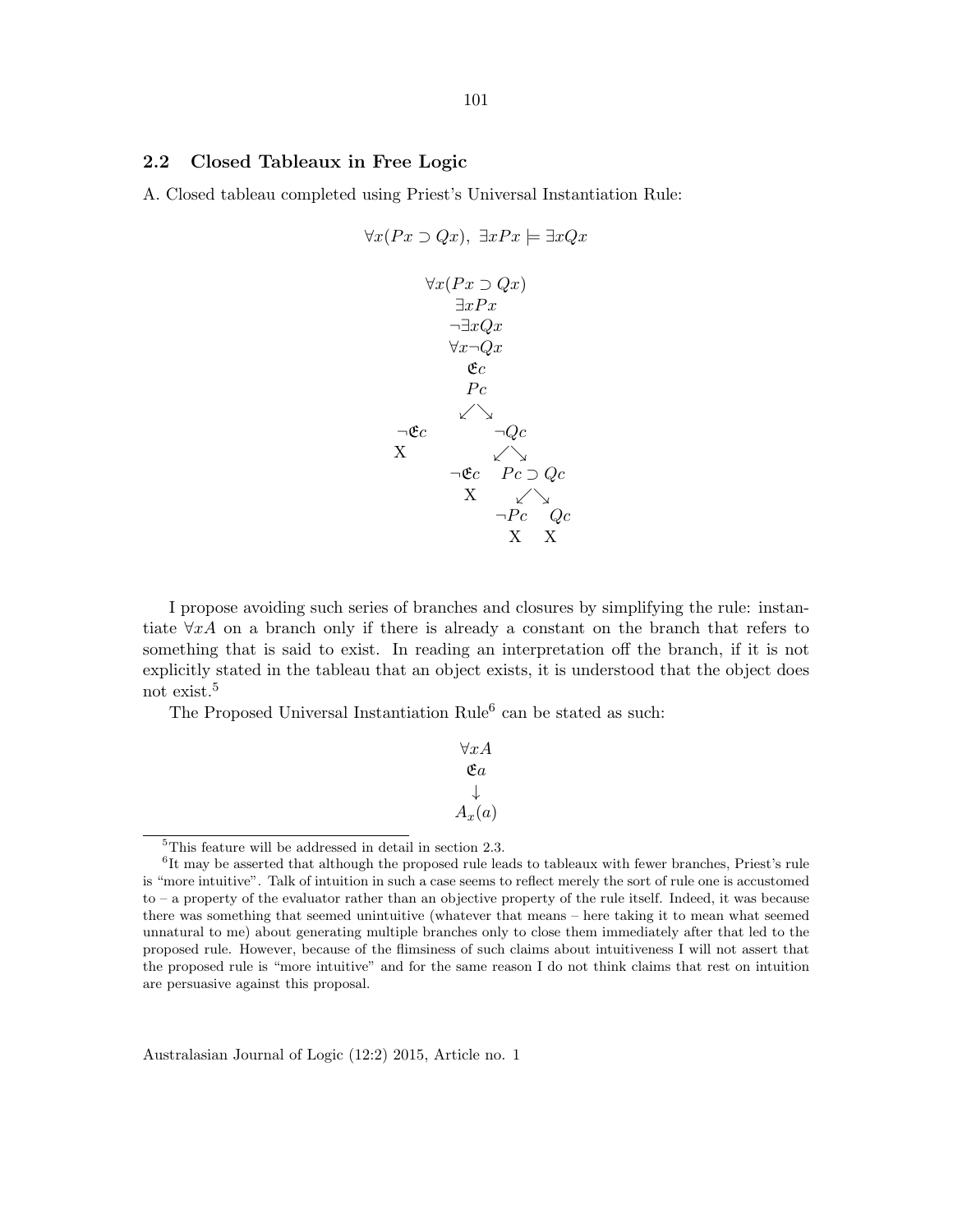## 2.2 Closed Tableaux in Free Logic

A. Closed tableau completed using Priest's Universal Instantiation Rule:

$$\forall x(Px \supset Qx),\ \exists xPx \models \exists xQx$$

```
              ∀x(Px ⊃ Qx)
                 ∃xPx
                ¬∃xQx
                ∀x¬Qx
                  𝔈c
                  Pc
                 ↙ ↘
        ¬𝔈c              ¬Qc
         X               ↙ ↘
                    ¬𝔈c     Pc ⊃ Qc
                     X       ↙ ↘
                           ¬Pc    Qc
                            X     X
```

I propose avoiding such series of branches and closures by simplifying the rule: instantiate $\forall xA$ on a branch only if there is already a constant on the branch that refers to something that is said to exist. In reading an interpretation off the branch, if it is not explicitly stated in the tableau that an object exists, it is understood that the object does not exist.[5]

The Proposed Universal Instantiation Rule[6] can be stated as such:

$$\begin{array}{c} \forall xA \\ \mathfrak{E}a \\ \downarrow \\ A_x(a) \end{array}$$

[5] This feature will be addressed in detail in section 2.3.

[6] It may be asserted that although the proposed rule leads to tableaux with fewer branches, Priest's rule is "more intuitive". Talk of intuition in such a case seems to reflect merely the sort of rule one is accustomed to – a property of the evaluator rather than an objective property of the rule itself. Indeed, it was because there was something that seemed unintuitive (whatever that means – here taking it to mean what seemed unnatural to me) about generating multiple branches only to close them immediately after that led to the proposed rule. However, because of the flimsiness of such claims about intuitiveness I will not assert that the proposed rule is "more intuitive" and for the same reason I do not think claims that rest on intuition are persuasive against this proposal.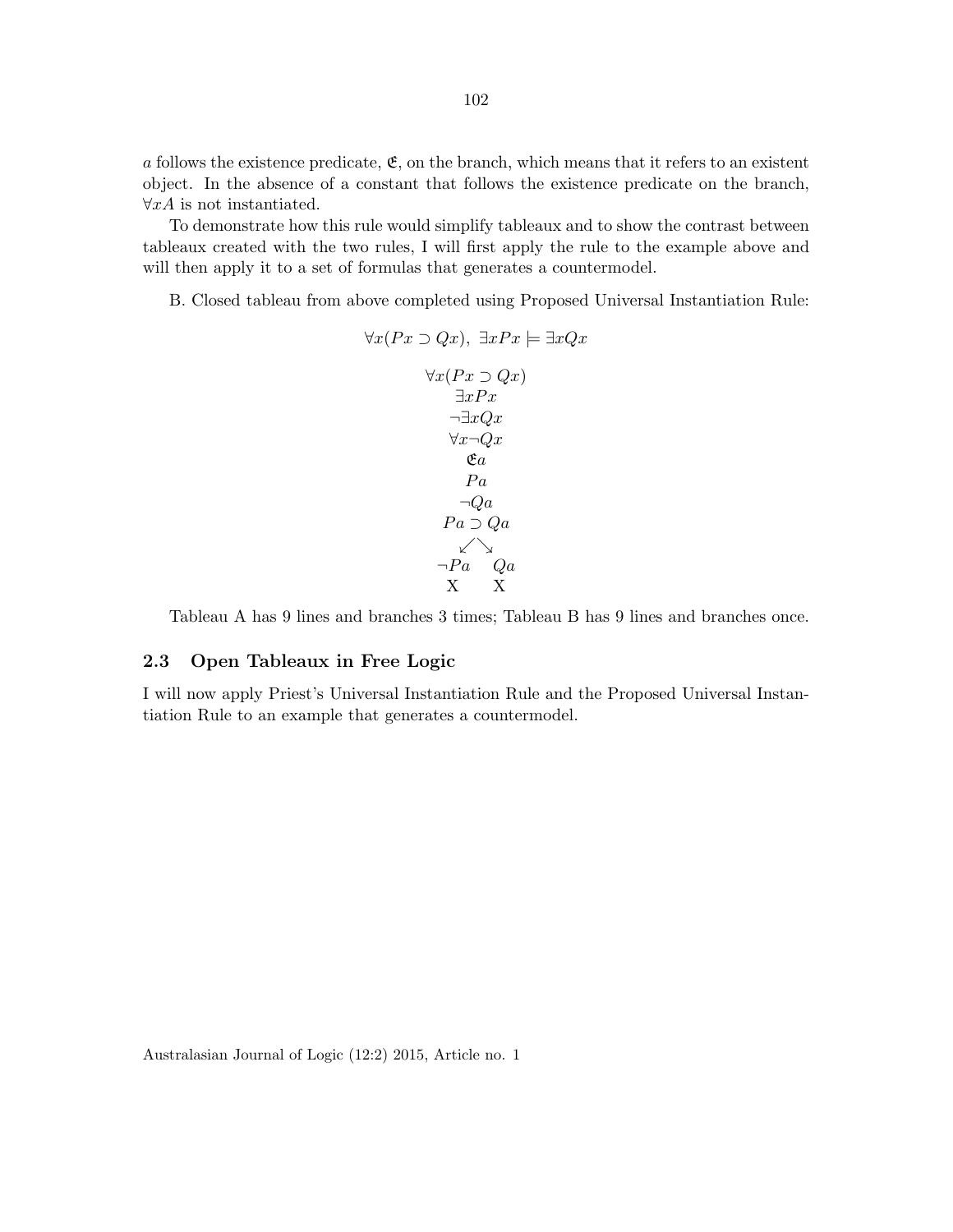$a$ follows the existence predicate, $\mathfrak{E}$, on the branch, which means that it refers to an existent object. In the absence of a constant that follows the existence predicate on the branch, $\forall xA$ is not instantiated.

To demonstrate how this rule would simplify tableaux and to show the contrast between tableaux created with the two rules, I will first apply the rule to the example above and will then apply it to a set of formulas that generates a countermodel.

B. Closed tableau from above completed using Proposed Universal Instantiation Rule:

$$\forall x(Px \supset Qx),\ \exists xPx \models \exists xQx$$

$$
\begin{array}{c}
\forall x(Px \supset Qx) \\
\exists xPx \\
\neg\exists xQx \\
\forall x\neg Qx \\
\mathfrak{E}a \\
Pa \\
\neg Qa \\
Pa \supset Qa \\
\swarrow \searrow \\
\neg Pa \quad\quad Qa \\
\text{X} \quad\quad\ \ \text{X}
\end{array}
$$

Tableau A has 9 lines and branches 3 times; Tableau B has 9 lines and branches once.

### 2.3 Open Tableaux in Free Logic

I will now apply Priest's Universal Instantiation Rule and the Proposed Universal Instantiation Rule to an example that generates a countermodel.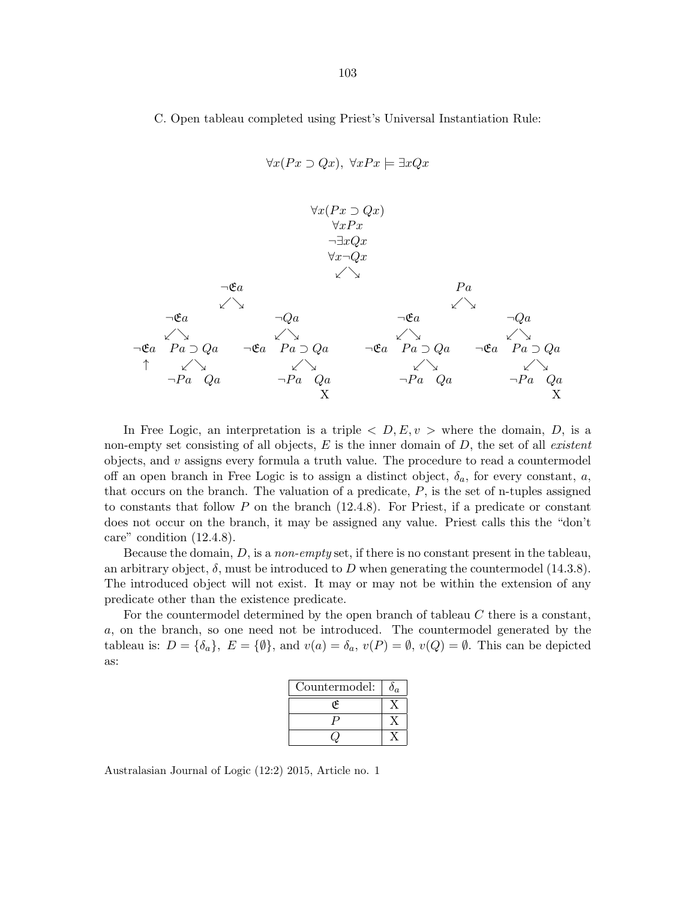C. Open tableau completed using Priest's Universal Instantiation Rule:

$$\forall x(Px \supset Qx),\ \forall x Px \models \exists x Qx$$

```
                         ∀x(Px ⊃ Qx)
                            ∀xPx
                           ¬∃xQx
                           ∀x¬Qx
                            ↙ ↘
           ¬𝔈a                                    Pa
           ↙ ↘                                   ↙ ↘
     ¬𝔈a          ¬Qa                  ¬𝔈a              ¬Qa
     ↙ ↘          ↙ ↘                  ↙ ↘              ↙ ↘
¬𝔈a   Pa ⊃ Qa  ¬𝔈a   Pa ⊃ Qa      ¬𝔈a   Pa ⊃ Qa    ¬𝔈a   Pa ⊃ Qa
 ↑     ↙ ↘           ↙ ↘                ↙ ↘               ↙ ↘
    ¬Pa   Qa      ¬Pa   Qa           ¬Pa   Qa          ¬Pa   Qa
                         X                                    X
```

In Free Logic, an interpretation is a triple $< D, E, v >$ where the domain, $D$, is a non-empty set consisting of all objects, $E$ is the inner domain of $D$, the set of all *existent* objects, and $v$ assigns every formula a truth value. The procedure to read a countermodel off an open branch in Free Logic is to assign a distinct object, $\delta_a$, for every constant, $a$, that occurs on the branch. The valuation of a predicate, $P$, is the set of n-tuples assigned to constants that follow $P$ on the branch (12.4.8). For Priest, if a predicate or constant does not occur on the branch, it may be assigned any value. Priest calls this the "don't care" condition (12.4.8).

Because the domain, $D$, is a *non-empty* set, if there is no constant present in the tableau, an arbitrary object, $\delta$, must be introduced to $D$ when generating the countermodel (14.3.8). The introduced object will not exist. It may or may not be within the extension of any predicate other than the existence predicate.

For the countermodel determined by the open branch of tableau $C$ there is a constant, $a$, on the branch, so one need not be introduced. The countermodel generated by the tableau is: $D = \{\delta_a\}$, $E = \{\emptyset\}$, and $v(a) = \delta_a$, $v(P) = \emptyset$, $v(Q) = \emptyset$. This can be depicted as:

| Countermodel: | $\delta_a$ |
|---|---|
| $\mathfrak{E}$ | X |
| $P$ | X |
| $Q$ | X |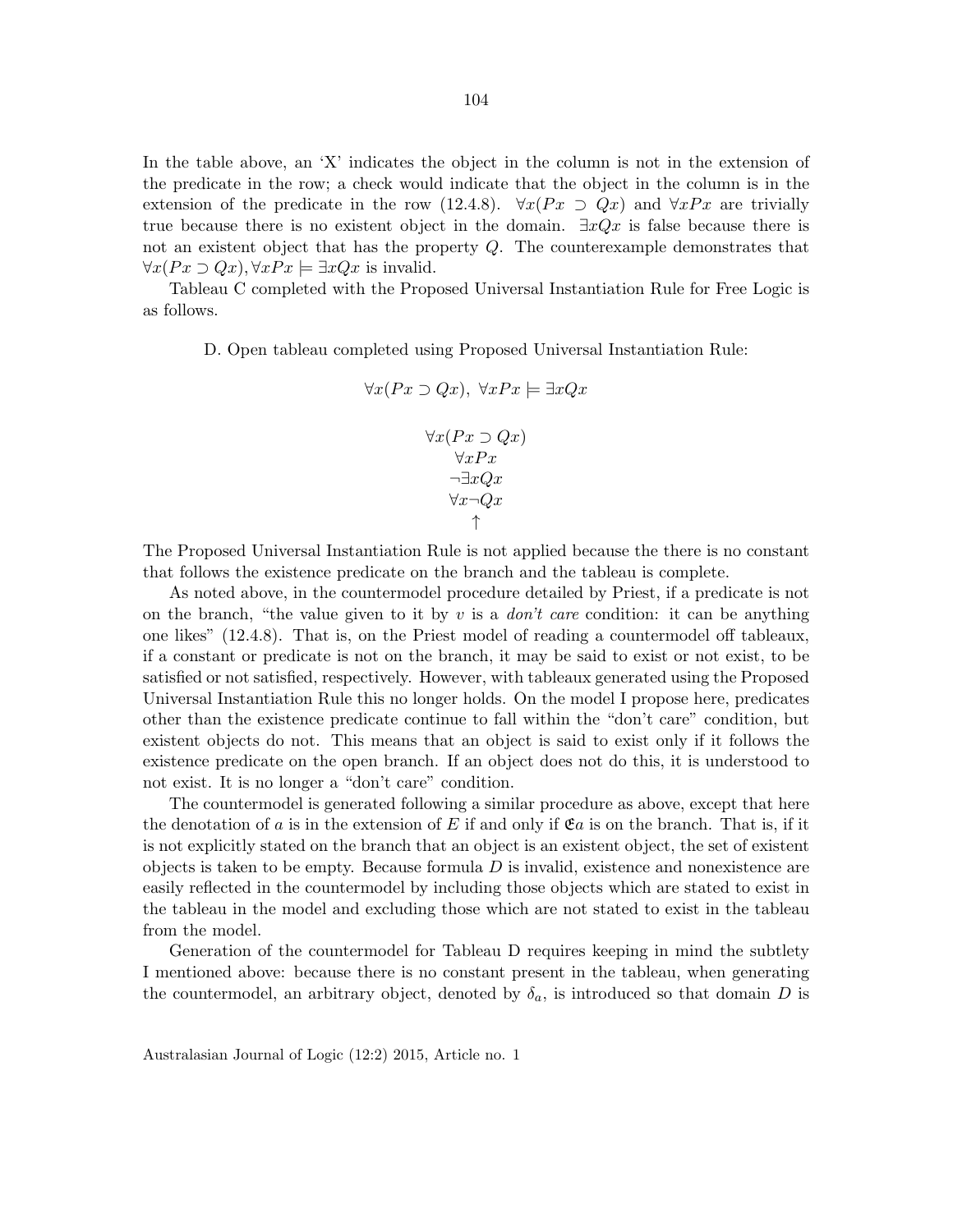In the table above, an 'X' indicates the object in the column is not in the extension of the predicate in the row; a check would indicate that the object in the column is in the extension of the predicate in the row (12.4.8). $\forall x(Px \supset Qx)$ and $\forall xPx$ are trivially true because there is no existent object in the domain. $\exists xQx$ is false because there is not an existent object that has the property $Q$. The counterexample demonstrates that $\forall x(Px \supset Qx), \forall xPx \models \exists xQx$ is invalid.

Tableau C completed with the Proposed Universal Instantiation Rule for Free Logic is as follows.

D. Open tableau completed using Proposed Universal Instantiation Rule:

$$\forall x(Px \supset Qx),\ \forall xPx \models \exists xQx$$

$$\begin{array}{c} \forall x(Px \supset Qx) \\ \forall xPx \\ \neg\exists xQx \\ \forall x\neg Qx \\ \uparrow \end{array}$$

The Proposed Universal Instantiation Rule is not applied because the there is no constant that follows the existence predicate on the branch and the tableau is complete.

As noted above, in the countermodel procedure detailed by Priest, if a predicate is not on the branch, "the value given to it by $v$ is a *don't care* condition: it can be anything one likes" (12.4.8). That is, on the Priest model of reading a countermodel off tableaux, if a constant or predicate is not on the branch, it may be said to exist or not exist, to be satisfied or not satisfied, respectively. However, with tableaux generated using the Proposed Universal Instantiation Rule this no longer holds. On the model I propose here, predicates other than the existence predicate continue to fall within the "don't care" condition, but existent objects do not. This means that an object is said to exist only if it follows the existence predicate on the open branch. If an object does not do this, it is understood to not exist. It is no longer a "don't care" condition.

The countermodel is generated following a similar procedure as above, except that here the denotation of $a$ is in the extension of $E$ if and only if $\mathfrak{E}a$ is on the branch. That is, if it is not explicitly stated on the branch that an object is an existent object, the set of existent objects is taken to be empty. Because formula $D$ is invalid, existence and nonexistence are easily reflected in the countermodel by including those objects which are stated to exist in the tableau in the model and excluding those which are not stated to exist in the tableau from the model.

Generation of the countermodel for Tableau D requires keeping in mind the subtlety I mentioned above: because there is no constant present in the tableau, when generating the countermodel, an arbitrary object, denoted by $\delta_a$, is introduced so that domain $D$ is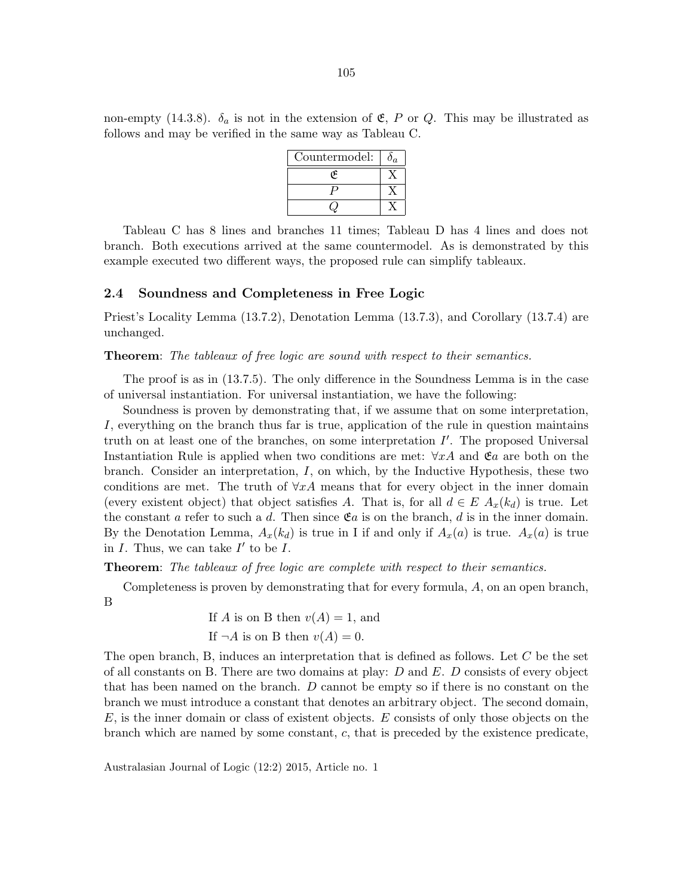non-empty (14.3.8). $\delta_a$ is not in the extension of $\mathfrak{E}$, $P$ or $Q$. This may be illustrated as follows and may be verified in the same way as Tableau C.

| Countermodel: | $\delta_a$ |
|---|---|
| $\mathfrak{E}$ | X |
| $P$ | X |
| $Q$ | X |

Tableau C has 8 lines and branches 11 times; Tableau D has 4 lines and does not branch. Both executions arrived at the same countermodel. As is demonstrated by this example executed two different ways, the proposed rule can simplify tableaux.

## 2.4 Soundness and Completeness in Free Logic

Priest's Locality Lemma (13.7.2), Denotation Lemma (13.7.3), and Corollary (13.7.4) are unchanged.

**Theorem**: *The tableaux of free logic are sound with respect to their semantics.*

The proof is as in (13.7.5). The only difference in the Soundness Lemma is in the case of universal instantiation. For universal instantiation, we have the following:

Soundness is proven by demonstrating that, if we assume that on some interpretation, $I$, everything on the branch thus far is true, application of the rule in question maintains truth on at least one of the branches, on some interpretation $I'$. The proposed Universal Instantiation Rule is applied when two conditions are met: $\forall xA$ and $\mathfrak{E}a$ are both on the branch. Consider an interpretation, $I$, on which, by the Inductive Hypothesis, these two conditions are met. The truth of $\forall xA$ means that for every object in the inner domain (every existent object) that object satisfies $A$. That is, for all $d \in E$ $A_x(k_d)$ is true. Let the constant $a$ refer to such a $d$. Then since $\mathfrak{E}a$ is on the branch, $d$ is in the inner domain. By the Denotation Lemma, $A_x(k_d)$ is true in I if and only if $A_x(a)$ is true. $A_x(a)$ is true in $I$. Thus, we can take $I'$ to be $I$.

**Theorem**: *The tableaux of free logic are complete with respect to their semantics.*

Completeness is proven by demonstrating that for every formula, $A$, on an open branch, B

If $A$ is on B then $v(A) = 1$, and

If $\neg A$ is on B then $v(A) = 0$.

The open branch, B, induces an interpretation that is defined as follows. Let $C$ be the set of all constants on B. There are two domains at play: $D$ and $E$. $D$ consists of every object that has been named on the branch. $D$ cannot be empty so if there is no constant on the branch we must introduce a constant that denotes an arbitrary object. The second domain, $E$, is the inner domain or class of existent objects. $E$ consists of only those objects on the branch which are named by some constant, $c$, that is preceded by the existence predicate,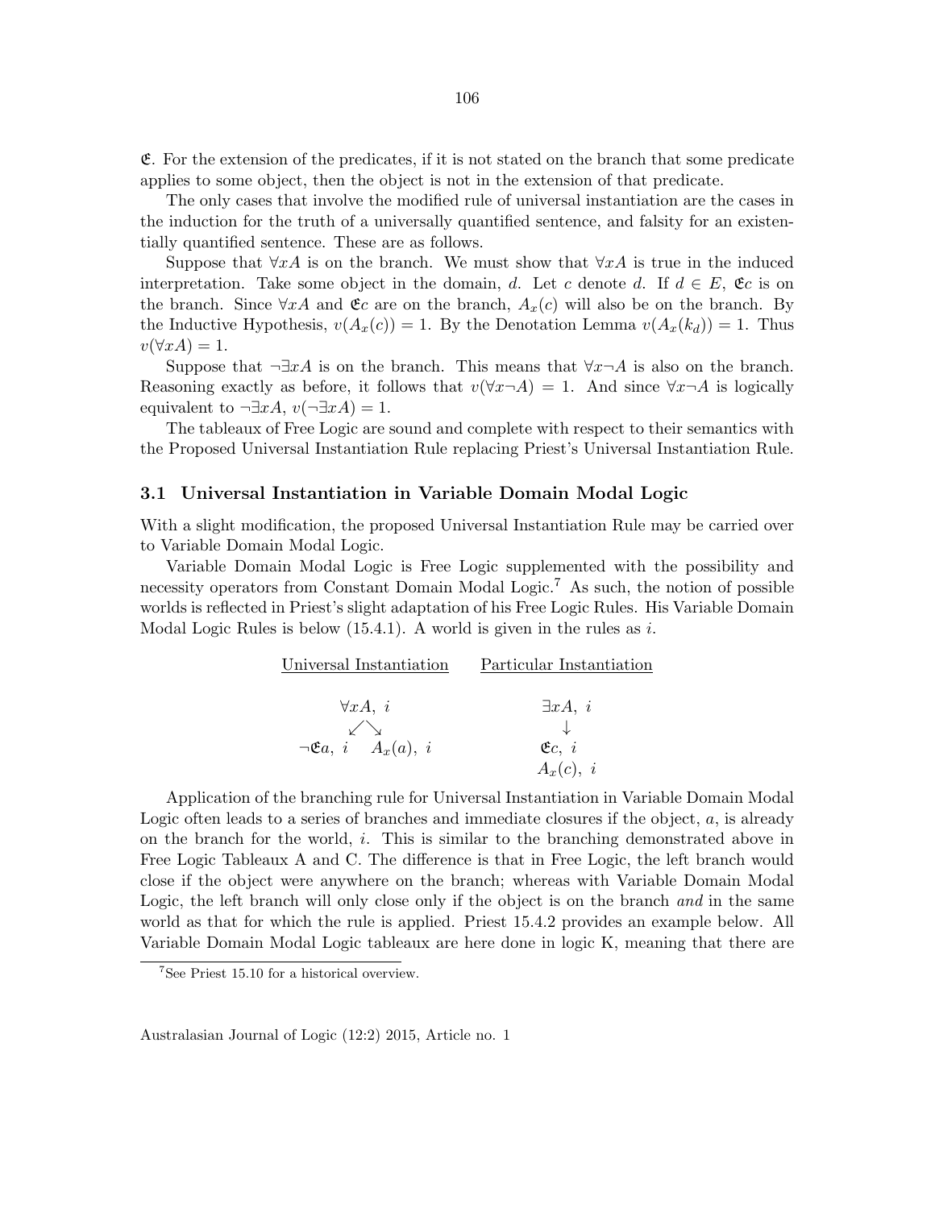$\mathfrak{E}$. For the extension of the predicates, if it is not stated on the branch that some predicate applies to some object, then the object is not in the extension of that predicate.

The only cases that involve the modified rule of universal instantiation are the cases in the induction for the truth of a universally quantified sentence, and falsity for an existentially quantified sentence. These are as follows.

Suppose that $\forall xA$ is on the branch. We must show that $\forall xA$ is true in the induced interpretation. Take some object in the domain, $d$. Let $c$ denote $d$. If $d \in E$, $\mathfrak{E}c$ is on the branch. Since $\forall xA$ and $\mathfrak{E}c$ are on the branch, $A_x(c)$ will also be on the branch. By the Inductive Hypothesis, $v(A_x(c)) = 1$. By the Denotation Lemma $v(A_x(k_d)) = 1$. Thus $v(\forall xA) = 1$.

Suppose that $\neg\exists xA$ is on the branch. This means that $\forall x\neg A$ is also on the branch. Reasoning exactly as before, it follows that $v(\forall x\neg A) = 1$. And since $\forall x\neg A$ is logically equivalent to $\neg\exists xA$, $v(\neg\exists xA) = 1$.

The tableaux of Free Logic are sound and complete with respect to their semantics with the Proposed Universal Instantiation Rule replacing Priest's Universal Instantiation Rule.

### 3.1 Universal Instantiation in Variable Domain Modal Logic

With a slight modification, the proposed Universal Instantiation Rule may be carried over to Variable Domain Modal Logic.

Variable Domain Modal Logic is Free Logic supplemented with the possibility and necessity operators from Constant Domain Modal Logic.[7] As such, the notion of possible worlds is reflected in Priest's slight adaptation of his Free Logic Rules. His Variable Domain Modal Logic Rules is below (15.4.1). A world is given in the rules as $i$.

<u>Universal Instantiation</u>

$$\begin{array}{c} \forall xA,\ i \\ \swarrow \quad \searrow \\ \neg\mathfrak{E}a,\ i \qquad A_x(a),\ i \end{array}$$

<u>Particular Instantiation</u>

$$\begin{array}{c} \exists xA,\ i \\ \downarrow \\ \mathfrak{E}c,\ i \\ A_x(c),\ i \end{array}$$

Application of the branching rule for Universal Instantiation in Variable Domain Modal Logic often leads to a series of branches and immediate closures if the object, $a$, is already on the branch for the world, $i$. This is similar to the branching demonstrated above in Free Logic Tableaux A and C. The difference is that in Free Logic, the left branch would close if the object were anywhere on the branch; whereas with Variable Domain Modal Logic, the left branch will only close only if the object is on the branch *and* in the same world as that for which the rule is applied. Priest 15.4.2 provides an example below. All Variable Domain Modal Logic tableaux are here done in logic K, meaning that there are

[7] See Priest 15.10 for a historical overview.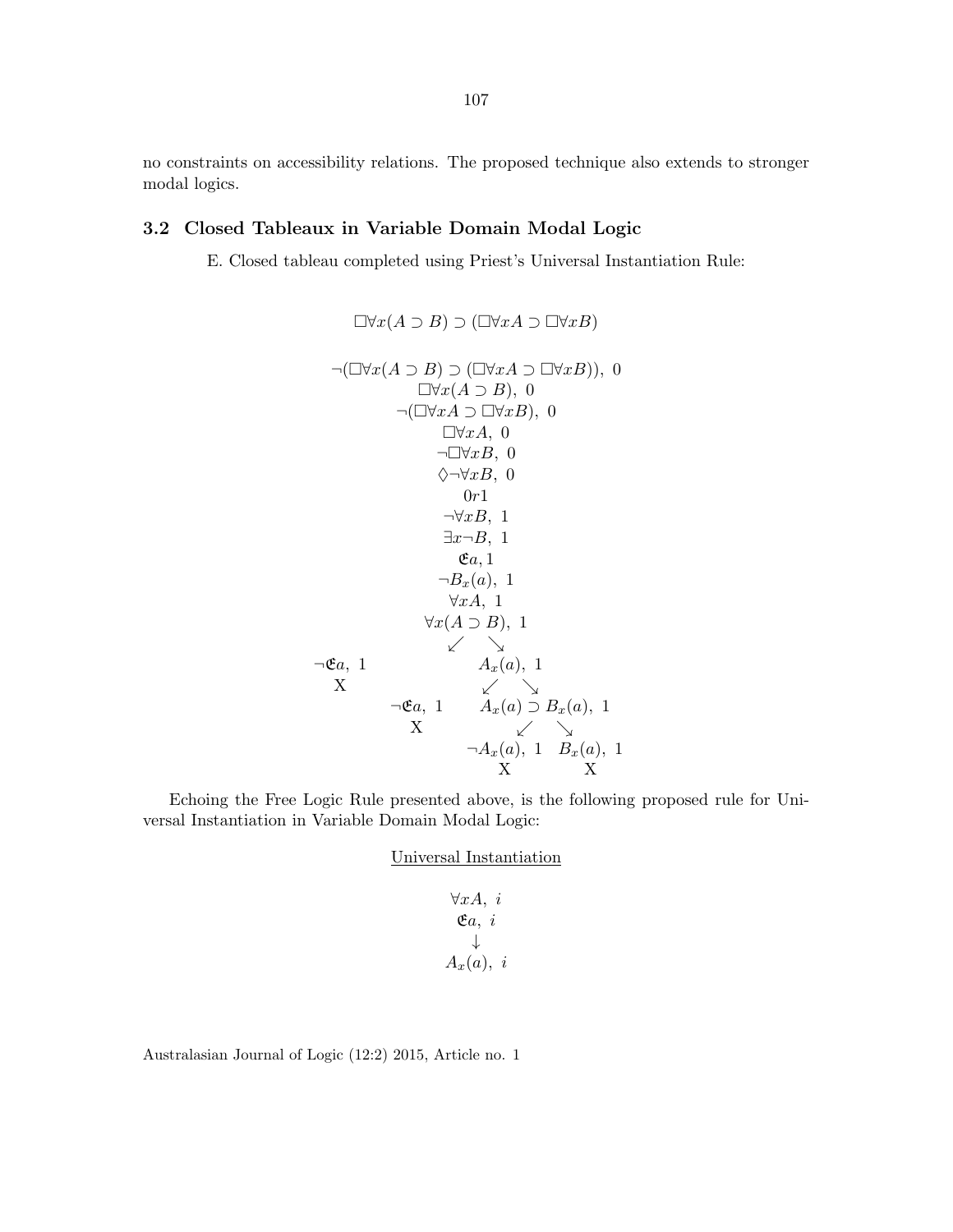no constraints on accessibility relations. The proposed technique also extends to stronger modal logics.

### 3.2 Closed Tableaux in Variable Domain Modal Logic

E. Closed tableau completed using Priest's Universal Instantiation Rule:

$$\Box\forall x(A \supset B) \supset (\Box\forall xA \supset \Box\forall xB)$$

$$\begin{array}{c}
\neg(\Box\forall x(A \supset B) \supset (\Box\forall xA \supset \Box\forall xB)),\ 0 \\
\Box\forall x(A \supset B),\ 0 \\
\neg(\Box\forall xA \supset \Box\forall xB),\ 0 \\
\Box\forall xA,\ 0 \\
\neg\Box\forall xB,\ 0 \\
\Diamond\neg\forall xB,\ 0 \\
0r1 \\
\neg\forall xB,\ 1 \\
\exists x\neg B,\ 1 \\
\mathfrak{E}a, 1 \\
\neg B_x(a),\ 1 \\
\forall xA,\ 1 \\
\forall x(A \supset B),\ 1 \\
\swarrow \quad \searrow
\end{array}$$

$$\begin{array}{ccc}
\neg\mathfrak{E}a,\ 1 & & A_x(a),\ 1 \\
\text{X} & & \swarrow \quad \searrow \\
& \neg\mathfrak{E}a,\ 1 & A_x(a) \supset B_x(a),\ 1 \\
& \text{X} & \swarrow \quad \searrow \\
& & \neg A_x(a),\ 1 \quad B_x(a),\ 1 \\
& & \text{X} \qquad\qquad \text{X}
\end{array}$$

Echoing the Free Logic Rule presented above, is the following proposed rule for Universal Instantiation in Variable Domain Modal Logic:

<u>Universal Instantiation</u>

$$\begin{array}{c}
\forall xA,\ i \\
\mathfrak{E}a,\ i \\
\downarrow \\
A_x(a),\ i
\end{array}$$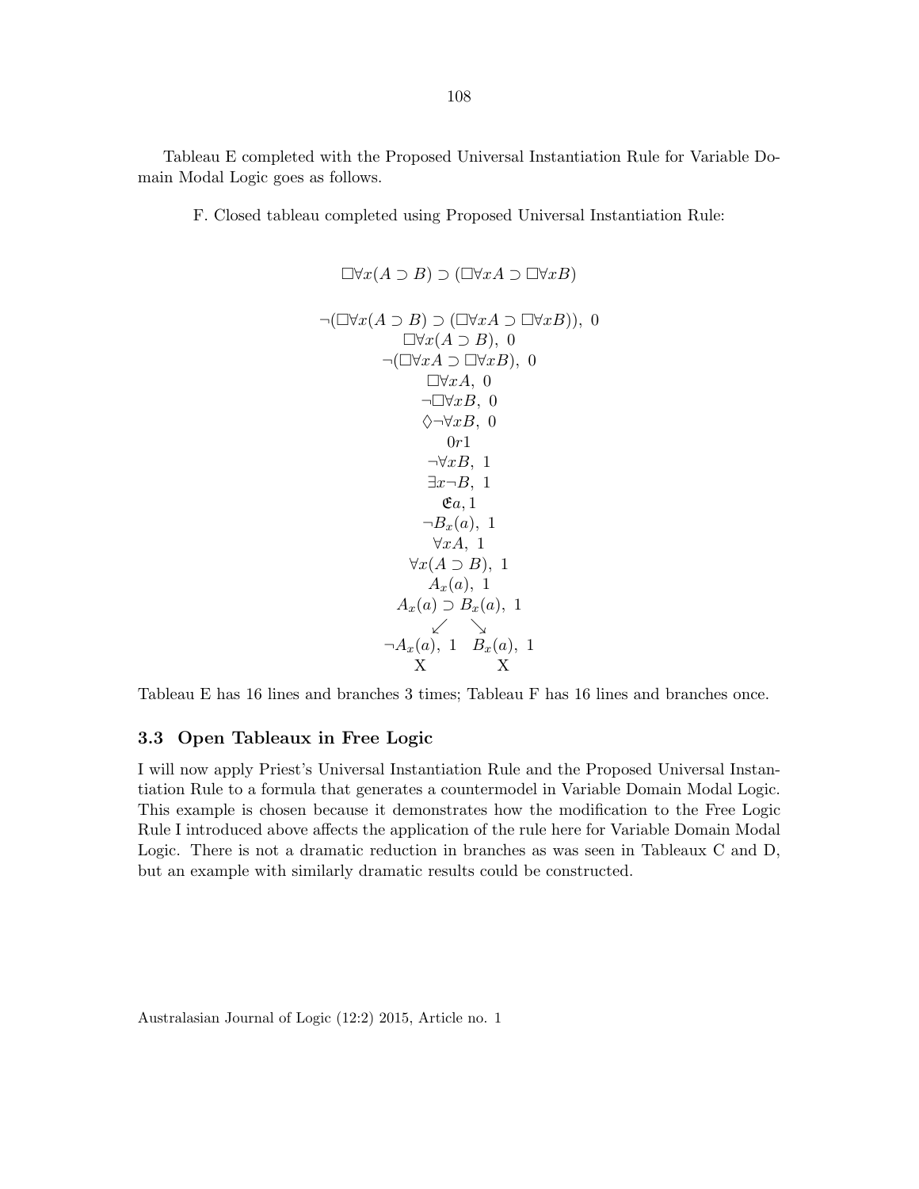Tableau E completed with the Proposed Universal Instantiation Rule for Variable Domain Modal Logic goes as follows.

F. Closed tableau completed using Proposed Universal Instantiation Rule:

$$\Box\forall x(A \supset B) \supset (\Box\forall xA \supset \Box\forall xB)$$

$$\begin{array}{c}
\neg(\Box\forall x(A \supset B) \supset (\Box\forall xA \supset \Box\forall xB)),\ 0 \\
\Box\forall x(A \supset B),\ 0 \\
\neg(\Box\forall xA \supset \Box\forall xB),\ 0 \\
\Box\forall xA,\ 0 \\
\neg\Box\forall xB,\ 0 \\
\Diamond\neg\forall xB,\ 0 \\
0r1 \\
\neg\forall xB,\ 1 \\
\exists x\neg B,\ 1 \\
\mathfrak{E}a, 1 \\
\neg B_x(a),\ 1 \\
\forall xA,\ 1 \\
\forall x(A \supset B),\ 1 \\
A_x(a),\ 1 \\
A_x(a) \supset B_x(a),\ 1 \\
\swarrow \quad \searrow \\
\neg A_x(a),\ 1 \quad B_x(a),\ 1 \\
\text{X} \qquad\qquad \text{X}
\end{array}$$

Tableau E has 16 lines and branches 3 times; Tableau F has 16 lines and branches once.

### 3.3 Open Tableaux in Free Logic

I will now apply Priest's Universal Instantiation Rule and the Proposed Universal Instantiation Rule to a formula that generates a countermodel in Variable Domain Modal Logic. This example is chosen because it demonstrates how the modification to the Free Logic Rule I introduced above affects the application of the rule here for Variable Domain Modal Logic. There is not a dramatic reduction in branches as was seen in Tableaux C and D, but an example with similarly dramatic results could be constructed.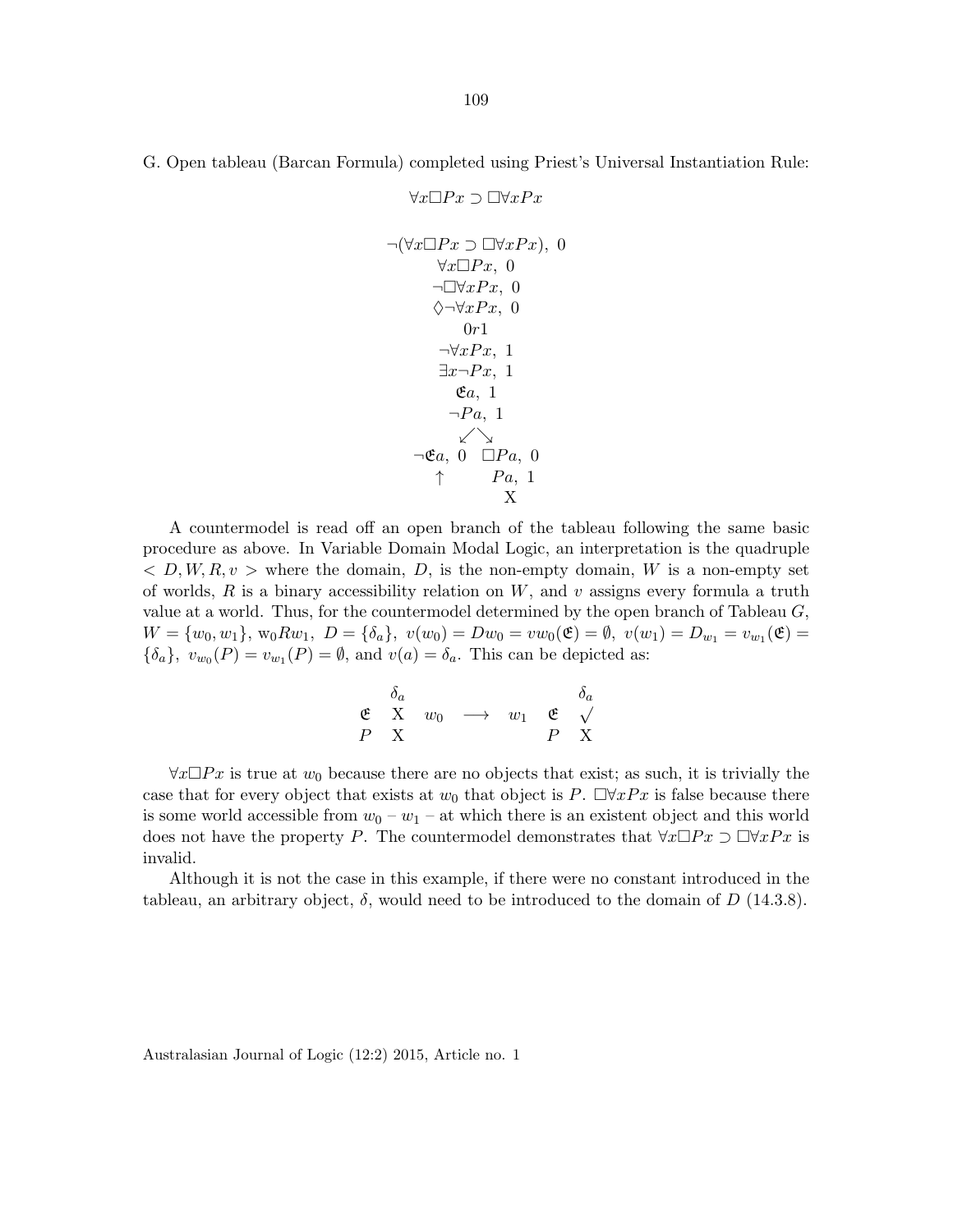G. Open tableau (Barcan Formula) completed using Priest's Universal Instantiation Rule:

$$\forall x \Box Px \supset \Box \forall x Px$$

$$\begin{array}{c}
\neg(\forall x \Box Px \supset \Box \forall x Px),\ 0 \\
\forall x \Box Px,\ 0 \\
\neg \Box \forall x Px,\ 0 \\
\Diamond \neg \forall x Px,\ 0 \\
0r1 \\
\neg \forall x Px,\ 1 \\
\exists x \neg Px,\ 1 \\
\mathfrak{E}a,\ 1 \\
\neg Pa,\ 1 \\
\swarrow \searrow \\
\neg \mathfrak{E}a,\ 0 \quad \Box Pa,\ 0 \\
\uparrow \qquad\quad Pa,\ 1 \\
\qquad\qquad \text{X}
\end{array}$$

A countermodel is read off an open branch of the tableau following the same basic procedure as above. In Variable Domain Modal Logic, an interpretation is the quadruple $< D, W, R, v >$ where the domain, $D$, is the non-empty domain, $W$ is a non-empty set of worlds, $R$ is a binary accessibility relation on $W$, and $v$ assigns every formula a truth value at a world. Thus, for the countermodel determined by the open branch of Tableau $G$, $W = \{w_0, w_1\}$, $\mathrm{w}_0 R w_1$, $D = \{\delta_a\}$, $v(w_0) = Dw_0 = vw_0(\mathfrak{E}) = \emptyset$, $v(w_1) = D_{w_1} = v_{w_1}(\mathfrak{E}) = \{\delta_a\}$, $v_{w_0}(P) = v_{w_1}(P) = \emptyset$, and $v(a) = \delta_a$. This can be depicted as:

$$\begin{array}{ccccccc}
 & \delta_a & & & & & \delta_a \\
\mathfrak{E} & \text{X} & w_0 & \longrightarrow & w_1 & \mathfrak{E} & \surd \\
P & \text{X} & & & & P & \text{X}
\end{array}$$

$\forall x \Box Px$ is true at $w_0$ because there are no objects that exist; as such, it is trivially the case that for every object that exists at $w_0$ that object is $P$. $\Box \forall x Px$ is false because there is some world accessible from $w_0$ – $w_1$ – at which there is an existent object and this world does not have the property $P$. The countermodel demonstrates that $\forall x \Box Px \supset \Box \forall x Px$ is invalid.

Although it is not the case in this example, if there were no constant introduced in the tableau, an arbitrary object, $\delta$, would need to be introduced to the domain of $D$ (14.3.8).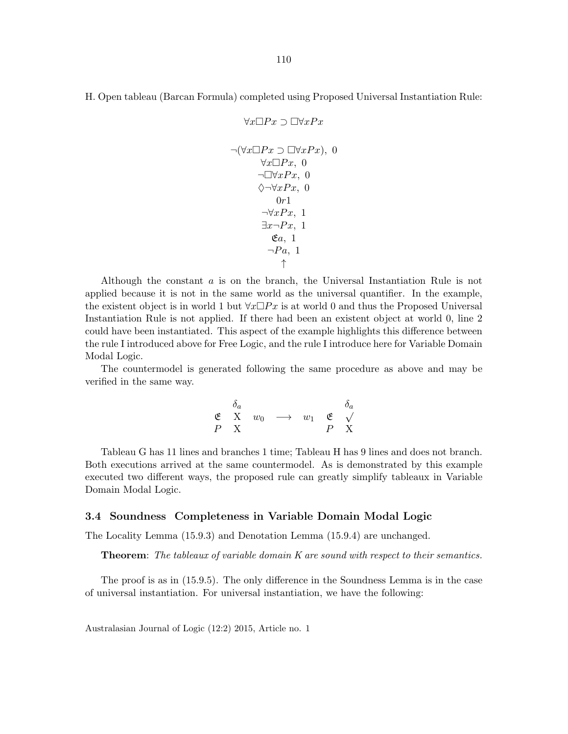H. Open tableau (Barcan Formula) completed using Proposed Universal Instantiation Rule:

$$\forall x \Box Px \supset \Box \forall x Px$$

$$
\begin{array}{c}
\neg(\forall x \Box Px \supset \Box \forall x Px),\ 0 \\
\forall x \Box Px,\ 0 \\
\neg \Box \forall x Px,\ 0 \\
\Diamond \neg \forall x Px,\ 0 \\
0r1 \\
\neg \forall x Px,\ 1 \\
\exists x \neg Px,\ 1 \\
\mathfrak{E}a,\ 1 \\
\neg Pa,\ 1 \\
\uparrow
\end{array}
$$

Although the constant $a$ is on the branch, the Universal Instantiation Rule is not applied because it is not in the same world as the universal quantifier. In the example, the existent object is in world 1 but $\forall x \Box Px$ is at world 0 and thus the Proposed Universal Instantiation Rule is not applied. If there had been an existent object at world 0, line 2 could have been instantiated. This aspect of the example highlights this difference between the rule I introduced above for Free Logic, and the rule I introduce here for Variable Domain Modal Logic.

The countermodel is generated following the same procedure as above and may be verified in the same way.

$$
\begin{array}{ccccccc}
 & \delta_a & & & & & \delta_a \\
\mathfrak{E} & \text{X} & w_0 & \longrightarrow & w_1 & \mathfrak{E} & \surd \\
P & \text{X} & & & & P & \text{X}
\end{array}
$$

Tableau G has 11 lines and branches 1 time; Tableau H has 9 lines and does not branch. Both executions arrived at the same countermodel. As is demonstrated by this example executed two different ways, the proposed rule can greatly simplify tableaux in Variable Domain Modal Logic.

### 3.4 Soundness Completeness in Variable Domain Modal Logic

The Locality Lemma (15.9.3) and Denotation Lemma (15.9.4) are unchanged.

**Theorem**: *The tableaux of variable domain K are sound with respect to their semantics.*

The proof is as in (15.9.5). The only difference in the Soundness Lemma is in the case of universal instantiation. For universal instantiation, we have the following: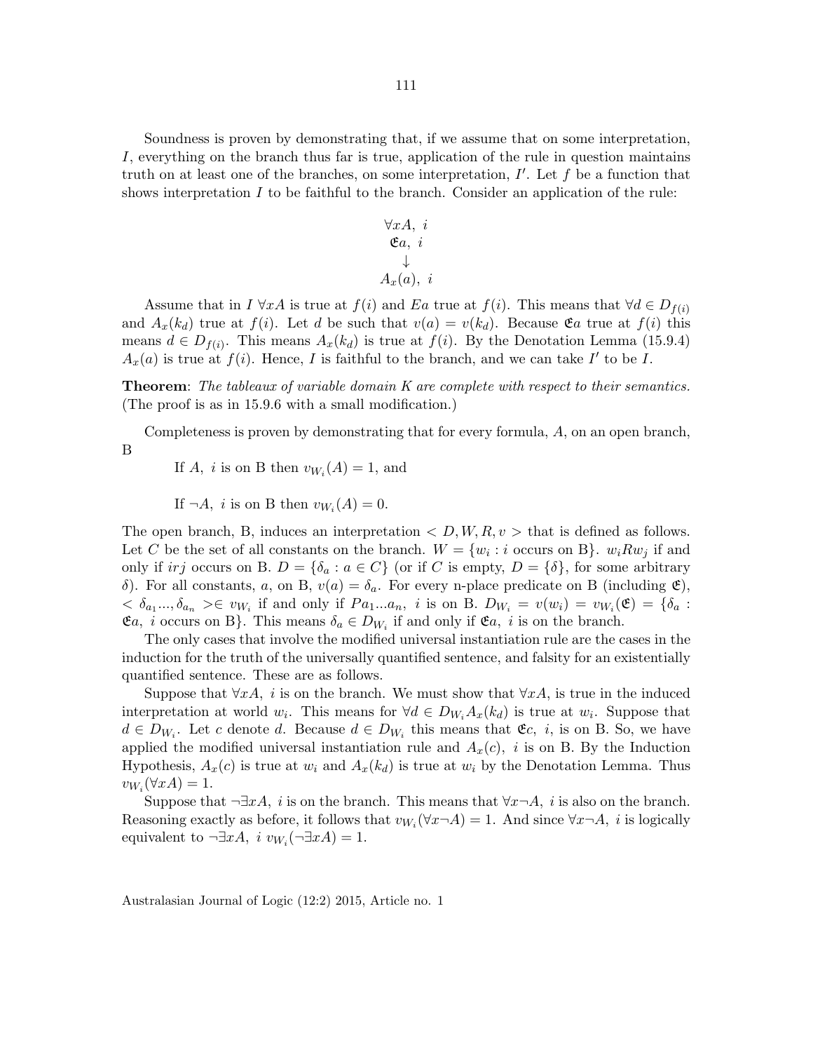Soundness is proven by demonstrating that, if we assume that on some interpretation, $I$, everything on the branch thus far is true, application of the rule in question maintains truth on at least one of the branches, on some interpretation, $I'$. Let $f$ be a function that shows interpretation $I$ to be faithful to the branch. Consider an application of the rule:

$$\begin{array}{c} \forall x A,\ i \\ \mathfrak{E}a,\ i \\ \downarrow \\ A_x(a),\ i \end{array}$$

Assume that in $I$ $\forall xA$ is true at $f(i)$ and $Ea$ true at $f(i)$. This means that $\forall d \in D_{f(i)}$ and $A_x(k_d)$ true at $f(i)$. Let $d$ be such that $v(a) = v(k_d)$. Because $\mathfrak{E}a$ true at $f(i)$ this means $d \in D_{f(i)}$. This means $A_x(k_d)$ is true at $f(i)$. By the Denotation Lemma (15.9.4) $A_x(a)$ is true at $f(i)$. Hence, $I$ is faithful to the branch, and we can take $I'$ to be $I$.

**Theorem**: *The tableaux of variable domain K are complete with respect to their semantics.* (The proof is as in 15.9.6 with a small modification.)

Completeness is proven by demonstrating that for every formula, $A$, on an open branch, B

If $A,\ i$ is on B then $v_{W_i}(A) = 1$, and

If $\neg A,\ i$ is on B then $v_{W_i}(A) = 0$.

The open branch, B, induces an interpretation $< D, W, R, v >$ that is defined as follows. Let $C$ be the set of all constants on the branch. $W = \{w_i : i \text{ occurs on B}\}$. $w_i R w_j$ if and only if $irj$ occurs on B. $D = \{\delta_a : a \in C\}$ (or if $C$ is empty, $D = \{\delta\}$, for some arbitrary $\delta$). For all constants, $a$, on B, $v(a) = \delta_a$. For every n-place predicate on B (including $\mathfrak{E}$), $< \delta_{a_1} ..., \delta_{a_n} > \in v_{W_i}$ if and only if $Pa_1...a_n,\ i$ is on B. $D_{W_i} = v(w_i) = v_{W_i}(\mathfrak{E}) = \{\delta_a : \mathfrak{E}a,\ i \text{ occurs on B}\}$. This means $\delta_a \in D_{W_i}$ if and only if $\mathfrak{E}a,\ i$ is on the branch.

The only cases that involve the modified universal instantiation rule are the cases in the induction for the truth of the universally quantified sentence, and falsity for an existentially quantified sentence. These are as follows.

Suppose that $\forall xA,\ i$ is on the branch. We must show that $\forall xA$, is true in the induced interpretation at world $w_i$. This means for $\forall d \in D_{W_i} A_x(k_d)$ is true at $w_i$. Suppose that $d \in D_{W_i}$. Let $c$ denote $d$. Because $d \in D_{W_i}$ this means that $\mathfrak{E}c,\ i$, is on B. So, we have applied the modified universal instantiation rule and $A_x(c),\ i$ is on B. By the Induction Hypothesis, $A_x(c)$ is true at $w_i$ and $A_x(k_d)$ is true at $w_i$ by the Denotation Lemma. Thus $v_{W_i}(\forall xA) = 1$.

Suppose that $\neg\exists xA,\ i$ is on the branch. This means that $\forall x\neg A,\ i$ is also on the branch. Reasoning exactly as before, it follows that $v_{W_i}(\forall x\neg A) = 1$. And since $\forall x\neg A,\ i$ is logically equivalent to $\neg\exists xA,\ i$ $v_{W_i}(\neg\exists xA) = 1$.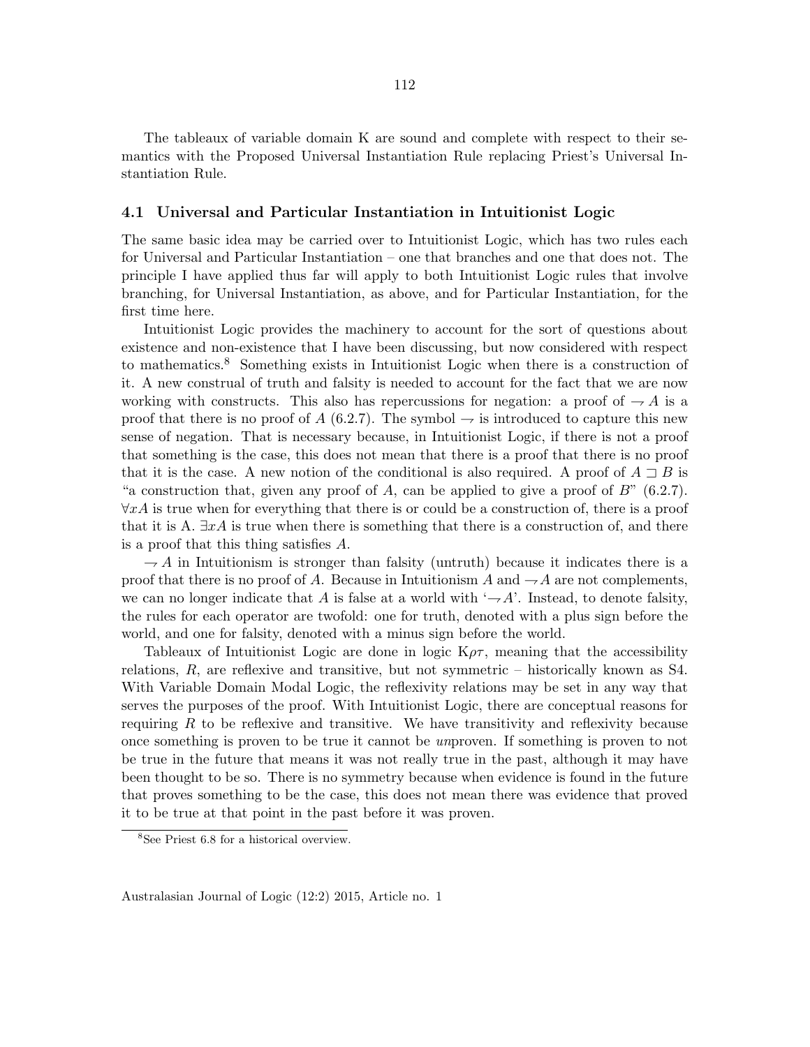The tableaux of variable domain K are sound and complete with respect to their semantics with the Proposed Universal Instantiation Rule replacing Priest's Universal Instantiation Rule.

## 4.1 Universal and Particular Instantiation in Intuitionist Logic

The same basic idea may be carried over to Intuitionist Logic, which has two rules each for Universal and Particular Instantiation – one that branches and one that does not. The principle I have applied thus far will apply to both Intuitionist Logic rules that involve branching, for Universal Instantiation, as above, and for Particular Instantiation, for the first time here.

Intuitionist Logic provides the machinery to account for the sort of questions about existence and non-existence that I have been discussing, but now considered with respect to mathematics.[8] Something exists in Intuitionist Logic when there is a construction of it. A new construal of truth and falsity is needed to account for the fact that we are now working with constructs. This also has repercussions for negation: a proof of $\neg A$ is a proof that there is no proof of $A$ (6.2.7). The symbol $\neg$ is introduced to capture this new sense of negation. That is necessary because, in Intuitionist Logic, if there is not a proof that something is the case, this does not mean that there is a proof that there is no proof that it is the case. A new notion of the conditional is also required. A proof of $A \sqsupset B$ is "a construction that, given any proof of $A$, can be applied to give a proof of $B$" (6.2.7). $\forall xA$ is true when for everything that there is or could be a construction of, there is a proof that it is A. $\exists xA$ is true when there is something that there is a construction of, and there is a proof that this thing satisfies $A$.

$\neg A$ in Intuitionism is stronger than falsity (untruth) because it indicates there is a proof that there is no proof of $A$. Because in Intuitionism $A$ and $\neg A$ are not complements, we can no longer indicate that $A$ is false at a world with '$\neg A$'. Instead, to denote falsity, the rules for each operator are twofold: one for truth, denoted with a plus sign before the world, and one for falsity, denoted with a minus sign before the world.

Tableaux of Intuitionist Logic are done in logic K$\rho\tau$, meaning that the accessibility relations, $R$, are reflexive and transitive, but not symmetric – historically known as S4. With Variable Domain Modal Logic, the reflexivity relations may be set in any way that serves the purposes of the proof. With Intuitionist Logic, there are conceptual reasons for requiring $R$ to be reflexive and transitive. We have transitivity and reflexivity because once something is proven to be true it cannot be *un*proven. If something is proven to not be true in the future that means it was not really true in the past, although it may have been thought to be so. There is no symmetry because when evidence is found in the future that proves something to be the case, this does not mean there was evidence that proved it to be true at that point in the past before it was proven.

[8] See Priest 6.8 for a historical overview.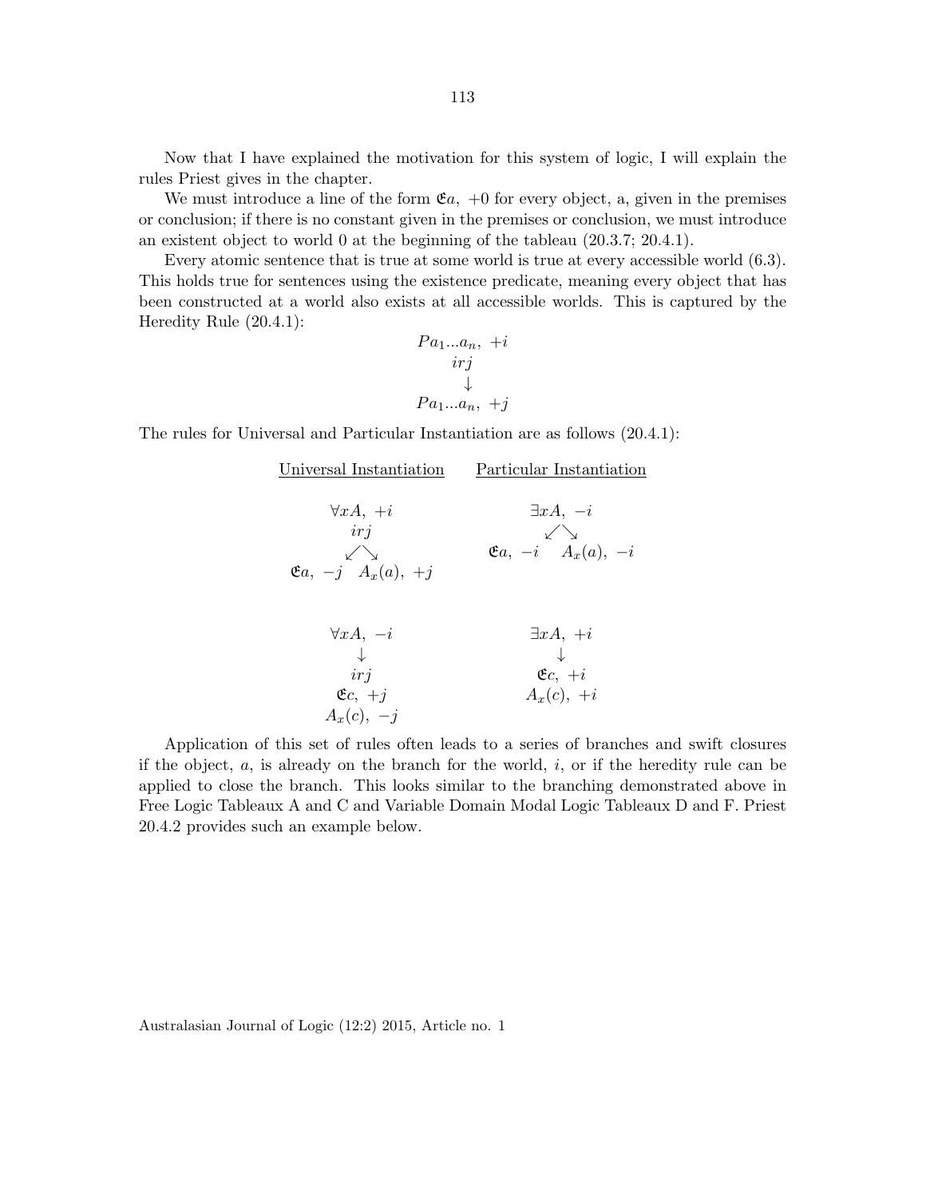Now that I have explained the motivation for this system of logic, I will explain the rules Priest gives in the chapter.

We must introduce a line of the form $\mathfrak{E}a,\ +0$ for every object, a, given in the premises or conclusion; if there is no constant given in the premises or conclusion, we must introduce an existent object to world 0 at the beginning of the tableau (20.3.7; 20.4.1).

Every atomic sentence that is true at some world is true at every accessible world (6.3). This holds true for sentences using the existence predicate, meaning every object that has been constructed at a world also exists at all accessible worlds. This is captured by the Heredity Rule (20.4.1):

$$\begin{array}{c} Pa_1...a_n,\ +i \\ irj \\ \downarrow \\ Pa_1...a_n,\ +j \end{array}$$

The rules for Universal and Particular Instantiation are as follows (20.4.1):

<u>Universal Instantiation</u> <u>Particular Instantiation</u>

$$\begin{array}{c} \forall xA,\ +i \\ irj \\ \swarrow \searrow \\ \mathfrak{E}a,\ -j \quad A_x(a),\ +j \end{array} \qquad \begin{array}{c} \exists xA,\ -i \\ \swarrow \searrow \\ \mathfrak{E}a,\ -i \quad A_x(a),\ -i \end{array}$$

$$\begin{array}{c} \forall xA,\ -i \\ \downarrow \\ irj \\ \mathfrak{E}c,\ +j \\ A_x(c),\ -j \end{array} \qquad \begin{array}{c} \exists xA,\ +i \\ \downarrow \\ \mathfrak{E}c,\ +i \\ A_x(c),\ +i \end{array}$$

Application of this set of rules often leads to a series of branches and swift closures if the object, $a$, is already on the branch for the world, $i$, or if the heredity rule can be applied to close the branch. This looks similar to the branching demonstrated above in Free Logic Tableaux A and C and Variable Domain Modal Logic Tableaux D and F. Priest 20.4.2 provides such an example below.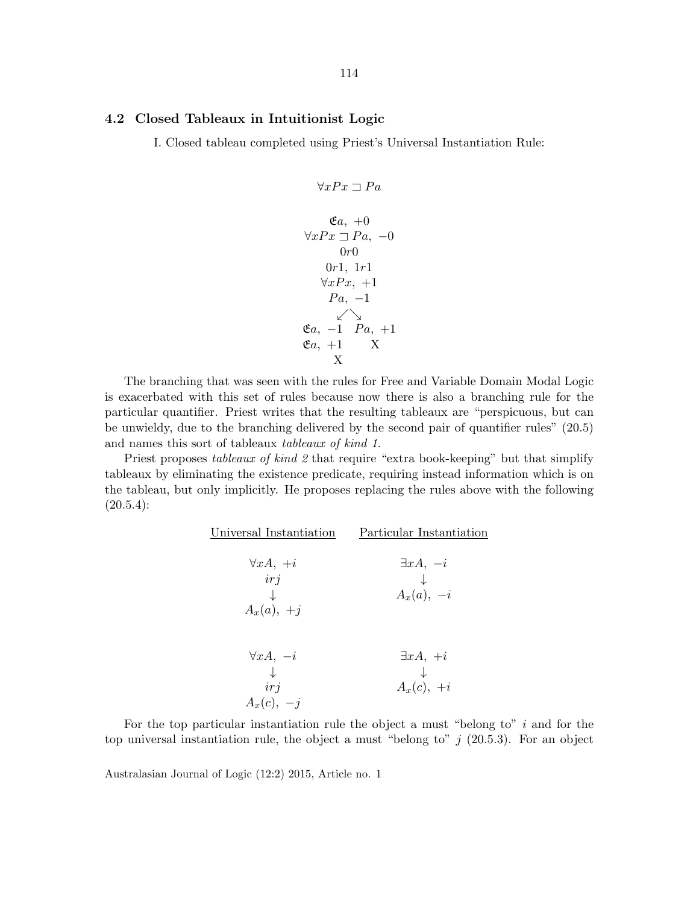### 4.2 Closed Tableaux in Intuitionist Logic

I. Closed tableau completed using Priest's Universal Instantiation Rule:

$$\forall x Px \sqsupset Pa$$

$$
\begin{array}{c}
\mathfrak{E}a,\ +0 \\
\forall x Px \sqsupset Pa,\ -0 \\
0r0 \\
0r1,\ 1r1 \\
\forall x Px,\ +1 \\
Pa,\ -1 \\
\swarrow \quad \searrow \\
\begin{array}{cc}
\mathfrak{E}a,\ -1 & Pa,\ +1 \\
\mathfrak{E}a,\ +1 & \text{X} \\
\text{X} &
\end{array}
\end{array}
$$

The branching that was seen with the rules for Free and Variable Domain Modal Logic is exacerbated with this set of rules because now there is also a branching rule for the particular quantifier. Priest writes that the resulting tableaux are "perspicuous, but can be unwieldy, due to the branching delivered by the second pair of quantifier rules" (20.5) and names this sort of tableaux *tableaux of kind 1*.

Priest proposes *tableaux of kind 2* that require "extra book-keeping" but that simplify tableaux by eliminating the existence predicate, requiring instead information which is on the tableau, but only implicitly. He proposes replacing the rules above with the following (20.5.4):

| Universal Instantiation | Particular Instantiation |
|---|---|
| $\forall x A,\ +i$<br>$irj$<br>$\downarrow$<br>$A_x(a),\ +j$ | $\exists x A,\ -i$<br>$\downarrow$<br>$A_x(a),\ -i$ |
| $\forall x A,\ -i$<br>$\downarrow$<br>$irj$<br>$A_x(c),\ -j$ | $\exists x A,\ +i$<br>$\downarrow$<br>$A_x(c),\ +i$ |

For the top particular instantiation rule the object a must "belong to" $i$ and for the top universal instantiation rule, the object a must "belong to" $j$ (20.5.3). For an object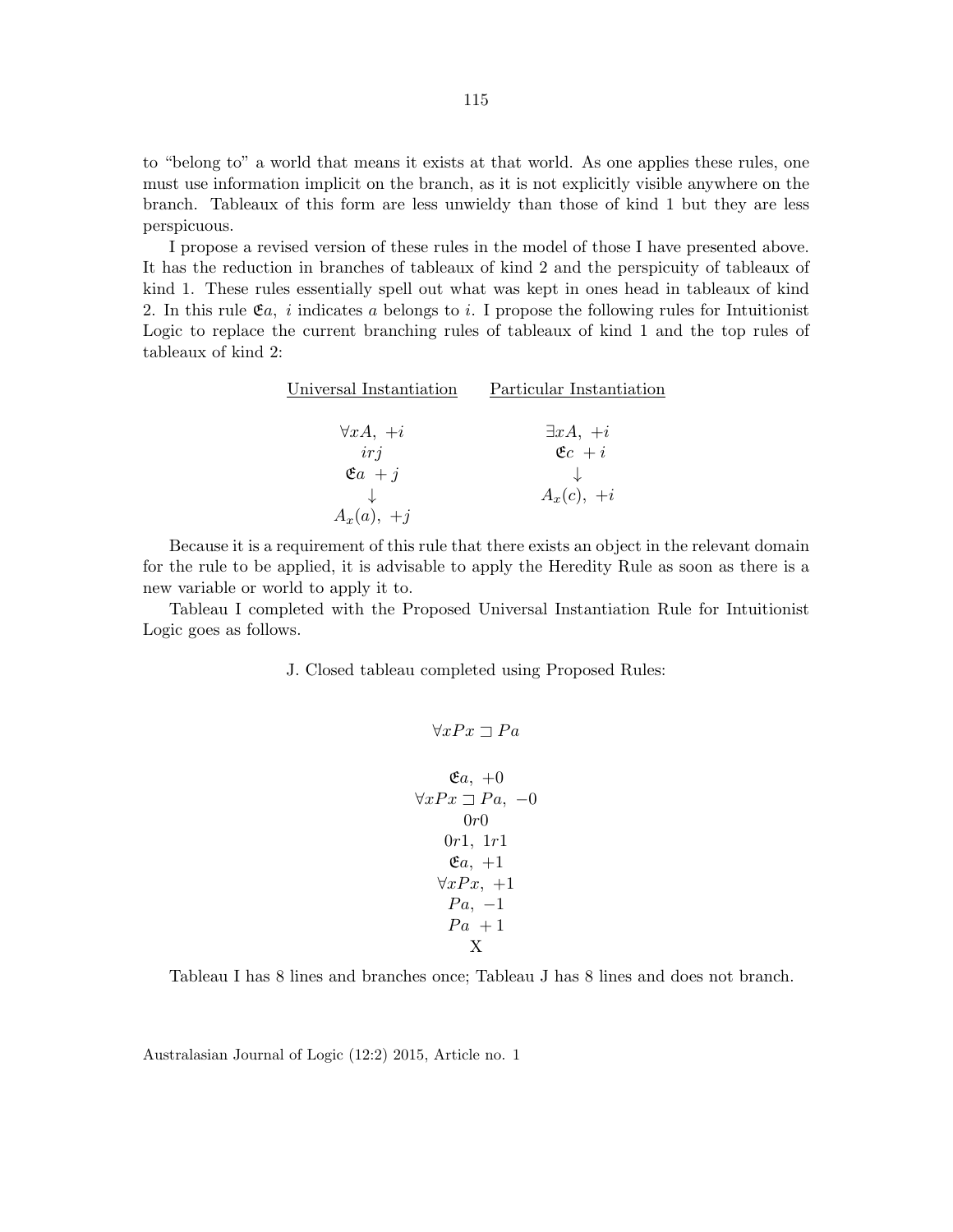to "belong to" a world that means it exists at that world. As one applies these rules, one must use information implicit on the branch, as it is not explicitly visible anywhere on the branch. Tableaux of this form are less unwieldy than those of kind 1 but they are less perspicuous.

I propose a revised version of these rules in the model of those I have presented above. It has the reduction in branches of tableaux of kind 2 and the perspicuity of tableaux of kind 1. These rules essentially spell out what was kept in ones head in tableaux of kind 2. In this rule $\mathfrak{E}a,\ i$ indicates $a$ belongs to $i$. I propose the following rules for Intuitionist Logic to replace the current branching rules of tableaux of kind 1 and the top rules of tableaux of kind 2:

| Universal Instantiation | Particular Instantiation |
|---|---|
| $\forall xA,\ +i$ | $\exists xA,\ +i$ |
| $irj$ | $\mathfrak{E}c\ +i$ |
| $\mathfrak{E}a\ +j$ | $\downarrow$ |
| $\downarrow$ | $A_x(c),\ +i$ |
| $A_x(a),\ +j$ | |

Because it is a requirement of this rule that there exists an object in the relevant domain for the rule to be applied, it is advisable to apply the Heredity Rule as soon as there is a new variable or world to apply it to.

Tableau I completed with the Proposed Universal Instantiation Rule for Intuitionist Logic goes as follows.

J. Closed tableau completed using Proposed Rules:

$$\forall xPx \sqsupset Pa$$

$$\begin{array}{c}
\mathfrak{E}a,\ +0 \\
\forall xPx \sqsupset Pa,\ -0 \\
0r0 \\
0r1,\ 1r1 \\
\mathfrak{E}a,\ +1 \\
\forall xPx,\ +1 \\
Pa,\ -1 \\
Pa\ +1 \\
\text{X}
\end{array}$$

Tableau I has 8 lines and branches once; Tableau J has 8 lines and does not branch.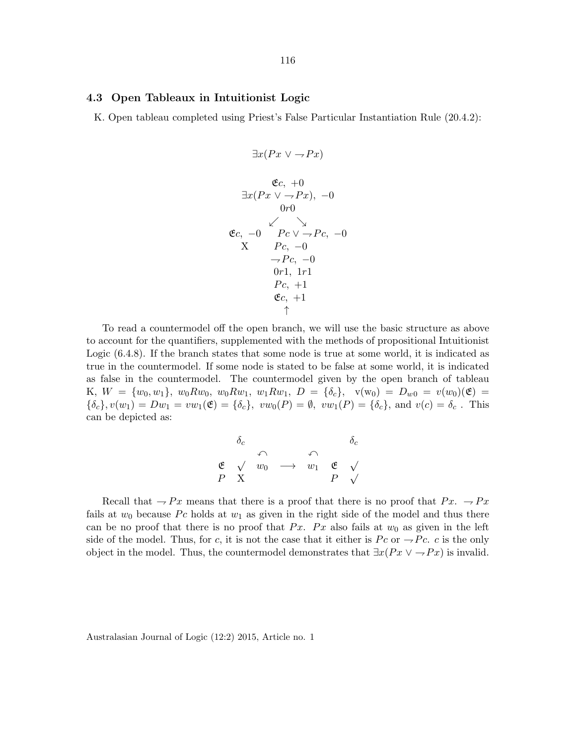## 4.3 Open Tableaux in Intuitionist Logic

K. Open tableau completed using Priest's False Particular Instantiation Rule (20.4.2):

$$\exists x(Px \vee \neg Px)$$

$$
\begin{array}{ccc}
 & \mathfrak{E}c,\ +0 & \\
 & \exists x(Px \vee \neg Px),\ -0 & \\
 & 0r0 & \\
 \swarrow & & \searrow \\
\mathfrak{E}c,\ -0 & & Pc \vee \neg Pc,\ -0 \\
\text{X} & & Pc,\ -0 \\
 & & \neg Pc,\ -0 \\
 & & 0r1,\ 1r1 \\
 & & Pc,\ +1 \\
 & & \mathfrak{E}c,\ +1 \\
 & & \uparrow
\end{array}
$$

To read a countermodel off the open branch, we will use the basic structure as above to account for the quantifiers, supplemented with the methods of propositional Intuitionist Logic (6.4.8). If the branch states that some node is true at some world, it is indicated as true in the countermodel. If some node is stated to be false at some world, it is indicated as false in the countermodel. The countermodel given by the open branch of tableau K, $W = \{w_0, w_1\}$, $w_0Rw_0$, $w_0Rw_1$, $w_1Rw_1$, $D = \{\delta_c\}$, $\text{v}(\text{w}_0) = D_{w0} = v(w_0)(\mathfrak{E}) = \{\delta_c\}, v(w_1) = Dw_1 = vw_1(\mathfrak{E}) = \{\delta_c\}$, $vw_0(P) = \emptyset$, $vw_1(P) = \{\delta_c\}$, and $v(c) = \delta_c$ . This can be depicted as:

$$
\begin{array}{ccccccc}
 & \delta_c & & & & & \delta_c \\
 & & \curvearrowleft & & \curvearrowleft & & \\
\mathfrak{E} & \checkmark & w_0 & \longrightarrow & w_1 & \mathfrak{E} & \checkmark \\
P & \text{X} & & & & P & \checkmark
\end{array}
$$

Recall that $\neg Px$ means that there is a proof that there is no proof that $Px$. $\neg Px$ fails at $w_0$ because $Pc$ holds at $w_1$ as given in the right side of the model and thus there can be no proof that there is no proof that $Px$. $Px$ also fails at $w_0$ as given in the left side of the model. Thus, for $c$, it is not the case that it either is $Pc$ or $\neg Pc$. $c$ is the only object in the model. Thus, the countermodel demonstrates that $\exists x(Px \vee \neg Px)$ is invalid.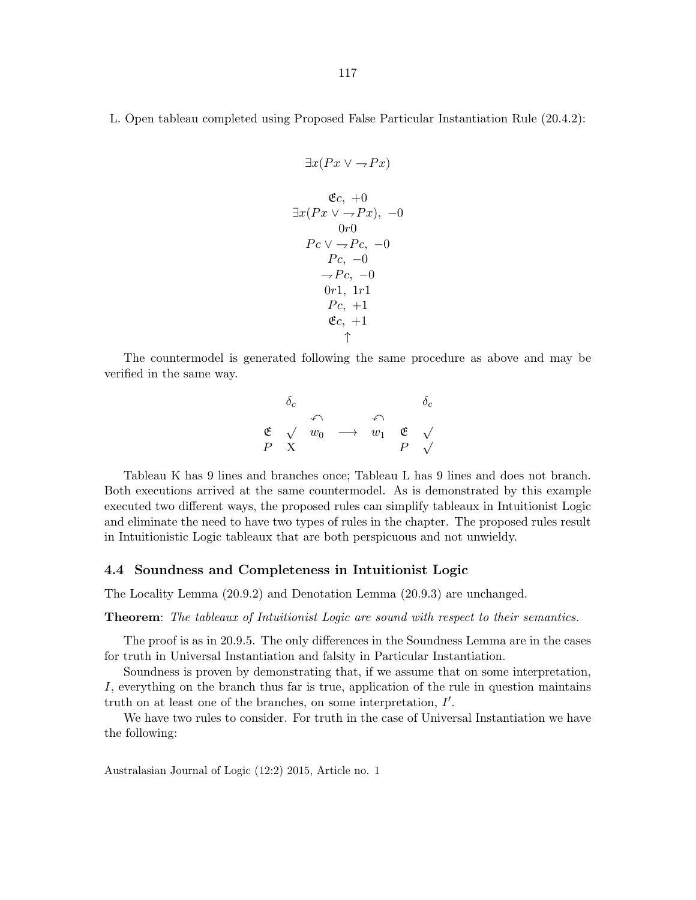L. Open tableau completed using Proposed False Particular Instantiation Rule (20.4.2):

$$\exists x(Px \vee \neg Px)$$

$$\begin{array}{c}
\mathfrak{E}c,\ +0 \\
\exists x(Px \vee \neg Px),\ -0 \\
0r0 \\
Pc \vee \neg Pc,\ -0 \\
Pc,\ -0 \\
\neg Pc,\ -0 \\
0r1,\ 1r1 \\
Pc,\ +1 \\
\mathfrak{E}c,\ +1 \\
\uparrow
\end{array}$$

The countermodel is generated following the same procedure as above and may be verified in the same way.

$$\begin{array}{cccccccc}
 & \delta_c & & & & & & \delta_c \\
 & & \curvearrowleft & & \curvearrowleft & & & \\
\mathfrak{E} & \surd & w_0 & \longrightarrow & w_1 & \mathfrak{E} & \surd & \\
P & \text{X} & & & & P & \surd &
\end{array}$$

Tableau K has 9 lines and branches once; Tableau L has 9 lines and does not branch. Both executions arrived at the same countermodel. As is demonstrated by this example executed two different ways, the proposed rules can simplify tableaux in Intuitionist Logic and eliminate the need to have two types of rules in the chapter. The proposed rules result in Intuitionistic Logic tableaux that are both perspicuous and not unwieldy.

### 4.4 Soundness and Completeness in Intuitionist Logic

The Locality Lemma (20.9.2) and Denotation Lemma (20.9.3) are unchanged.

**Theorem**: *The tableaux of Intuitionist Logic are sound with respect to their semantics.*

The proof is as in 20.9.5. The only differences in the Soundness Lemma are in the cases for truth in Universal Instantiation and falsity in Particular Instantiation.

Soundness is proven by demonstrating that, if we assume that on some interpretation, $I$, everything on the branch thus far is true, application of the rule in question maintains truth on at least one of the branches, on some interpretation, $I'$.

We have two rules to consider. For truth in the case of Universal Instantiation we have the following: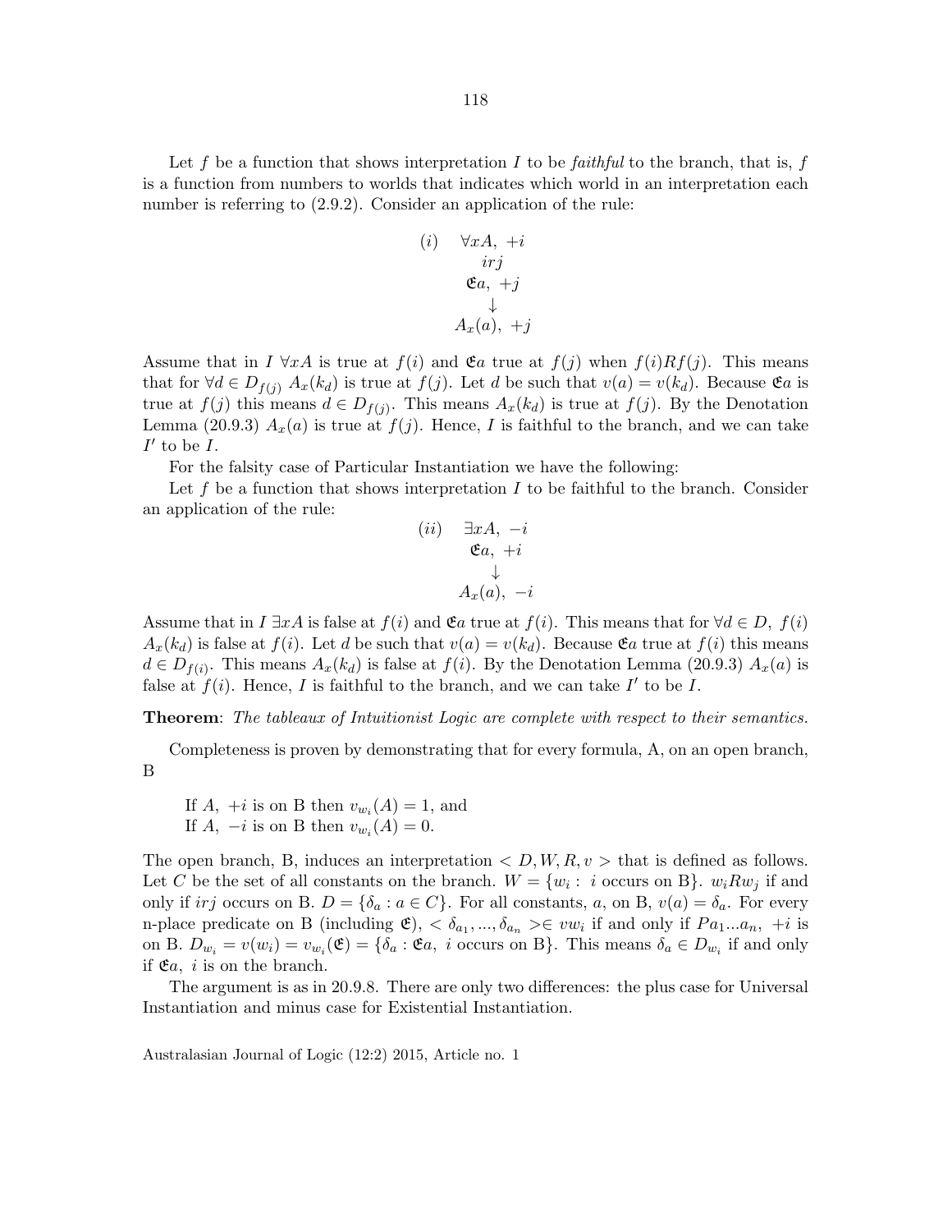Let $f$ be a function that shows interpretation $I$ to be *faithful* to the branch, that is, $f$ is a function from numbers to worlds that indicates which world in an interpretation each number is referring to (2.9.2). Consider an application of the rule:

$$\begin{array}{ll} (i) & \forall xA,\ +i \\ & \quad irj \\ & \quad \mathfrak{E}a,\ +j \\ & \quad\ \downarrow \\ & A_x(a),\ +j \end{array}$$

Assume that in $I$ $\forall xA$ is true at $f(i)$ and $\mathfrak{E}a$ true at $f(j)$ when $f(i)Rf(j)$. This means that for $\forall d \in D_{f(j)}$ $A_x(k_d)$ is true at $f(j)$. Let $d$ be such that $v(a) = v(k_d)$. Because $\mathfrak{E}a$ is true at $f(j)$ this means $d \in D_{f(j)}$. This means $A_x(k_d)$ is true at $f(j)$. By the Denotation Lemma (20.9.3) $A_x(a)$ is true at $f(j)$. Hence, $I$ is faithful to the branch, and we can take $I'$ to be $I$.

For the falsity case of Particular Instantiation we have the following:

Let $f$ be a function that shows interpretation $I$ to be faithful to the branch. Consider an application of the rule:

$$\begin{array}{ll} (ii) & \exists xA,\ -i \\ & \quad \mathfrak{E}a,\ +i \\ & \quad\ \downarrow \\ & A_x(a),\ -i \end{array}$$

Assume that in $I$ $\exists xA$ is false at $f(i)$ and $\mathfrak{E}a$ true at $f(i)$. This means that for $\forall d \in D,\ f(i)$ $A_x(k_d)$ is false at $f(i)$. Let $d$ be such that $v(a) = v(k_d)$. Because $\mathfrak{E}a$ true at $f(i)$ this means $d \in D_{f(i)}$. This means $A_x(k_d)$ is false at $f(i)$. By the Denotation Lemma (20.9.3) $A_x(a)$ is false at $f(i)$. Hence, $I$ is faithful to the branch, and we can take $I'$ to be $I$.

**Theorem**: *The tableaux of Intuitionist Logic are complete with respect to their semantics.*

Completeness is proven by demonstrating that for every formula, A, on an open branch, B

If $A,\ +i$ is on B then $v_{w_i}(A) = 1$, and
If $A,\ -i$ is on B then $v_{w_i}(A) = 0$.

The open branch, B, induces an interpretation $< D, W, R, v >$ that is defined as follows. Let $C$ be the set of all constants on the branch. $W = \{w_i :\ i \text{ occurs on B}\}$. $w_i R w_j$ if and only if $irj$ occurs on B. $D = \{\delta_a : a \in C\}$. For all constants, $a$, on B, $v(a) = \delta_a$. For every n-place predicate on B (including $\mathfrak{E}$), $< \delta_{a_1}, ..., \delta_{a_n} > \in vw_i$ if and only if $Pa_1...a_n,\ +i$ is on B. $D_{w_i} = v(w_i) = v_{w_i}(\mathfrak{E}) = \{\delta_a : \mathfrak{E}a,\ i \text{ occurs on B}\}$. This means $\delta_a \in D_{w_i}$ if and only if $\mathfrak{E}a,\ i$ is on the branch.

The argument is as in 20.9.8. There are only two differences: the plus case for Universal Instantiation and minus case for Existential Instantiation.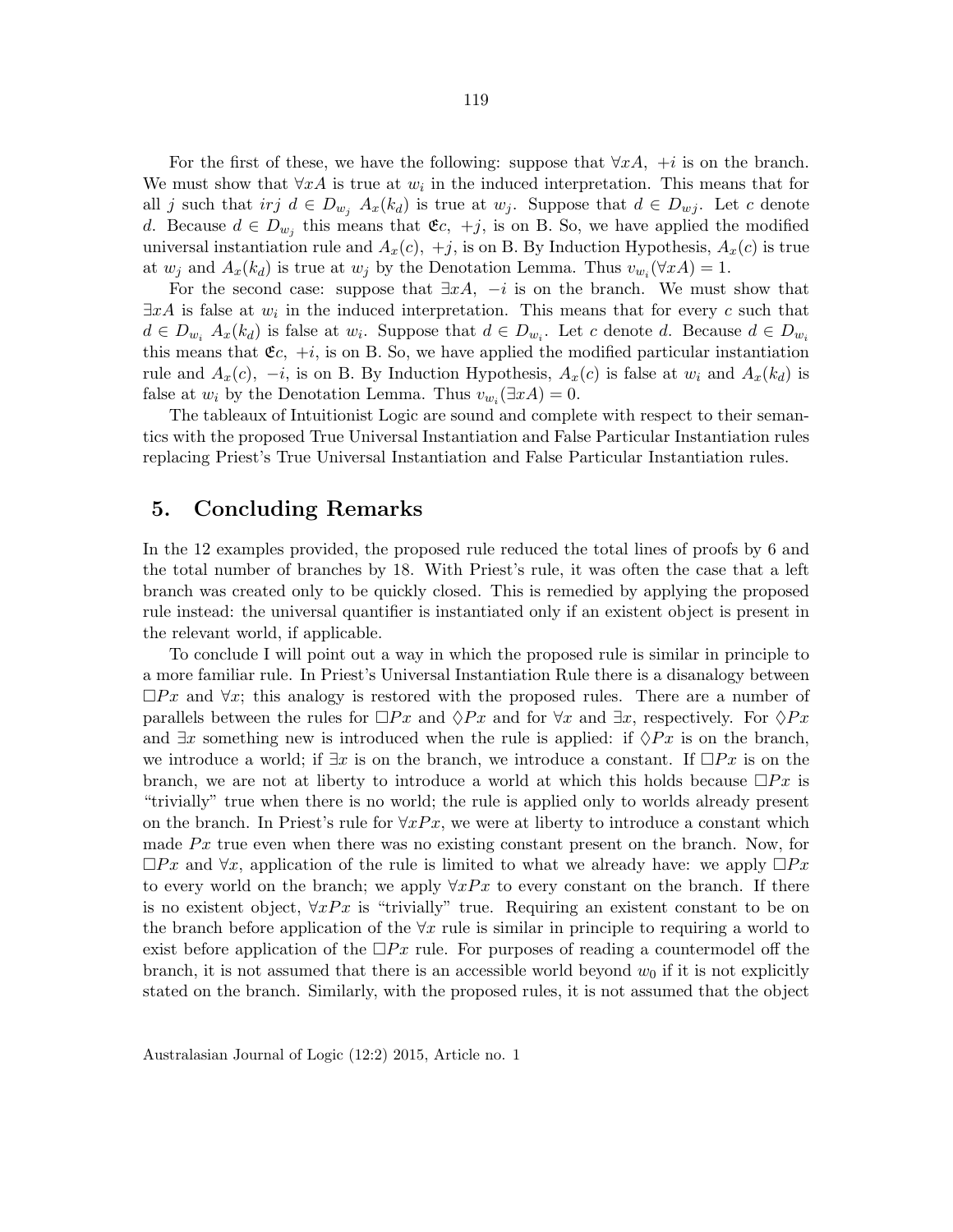For the first of these, we have the following: suppose that $\forall xA, +i$ is on the branch. We must show that $\forall xA$ is true at $w_i$ in the induced interpretation. This means that for all $j$ such that $irj$ $d \in D_{w_j}$ $A_x(k_d)$ is true at $w_j$. Suppose that $d \in D_{wj}$. Let $c$ denote $d$. Because $d \in D_{w_j}$ this means that $\mathfrak{E}c, +j$, is on B. So, we have applied the modified universal instantiation rule and $A_x(c), +j$, is on B. By Induction Hypothesis, $A_x(c)$ is true at $w_j$ and $A_x(k_d)$ is true at $w_j$ by the Denotation Lemma. Thus $v_{w_i}(\forall xA) = 1$.

For the second case: suppose that $\exists xA, -i$ is on the branch. We must show that $\exists xA$ is false at $w_i$ in the induced interpretation. This means that for every $c$ such that $d \in D_{w_i}$ $A_x(k_d)$ is false at $w_i$. Suppose that $d \in D_{w_i}$. Let $c$ denote $d$. Because $d \in D_{w_i}$ this means that $\mathfrak{E}c, +i$, is on B. So, we have applied the modified particular instantiation rule and $A_x(c), -i$, is on B. By Induction Hypothesis, $A_x(c)$ is false at $w_i$ and $A_x(k_d)$ is false at $w_i$ by the Denotation Lemma. Thus $v_{w_i}(\exists xA) = 0$.

The tableaux of Intuitionist Logic are sound and complete with respect to their semantics with the proposed True Universal Instantiation and False Particular Instantiation rules replacing Priest's True Universal Instantiation and False Particular Instantiation rules.

## 5. Concluding Remarks

In the 12 examples provided, the proposed rule reduced the total lines of proofs by 6 and the total number of branches by 18. With Priest's rule, it was often the case that a left branch was created only to be quickly closed. This is remedied by applying the proposed rule instead: the universal quantifier is instantiated only if an existent object is present in the relevant world, if applicable.

To conclude I will point out a way in which the proposed rule is similar in principle to a more familiar rule. In Priest's Universal Instantiation Rule there is a disanalogy between $\Box Px$ and $\forall x$; this analogy is restored with the proposed rules. There are a number of parallels between the rules for $\Box Px$ and $\Diamond Px$ and for $\forall x$ and $\exists x$, respectively. For $\Diamond Px$ and $\exists x$ something new is introduced when the rule is applied: if $\Diamond Px$ is on the branch, we introduce a world; if $\exists x$ is on the branch, we introduce a constant. If $\Box Px$ is on the branch, we are not at liberty to introduce a world at which this holds because $\Box Px$ is "trivially" true when there is no world; the rule is applied only to worlds already present on the branch. In Priest's rule for $\forall xPx$, we were at liberty to introduce a constant which made $Px$ true even when there was no existing constant present on the branch. Now, for $\Box Px$ and $\forall x$, application of the rule is limited to what we already have: we apply $\Box Px$ to every world on the branch; we apply $\forall xPx$ to every constant on the branch. If there is no existent object, $\forall xPx$ is "trivially" true. Requiring an existent constant to be on the branch before application of the $\forall x$ rule is similar in principle to requiring a world to exist before application of the $\Box Px$ rule. For purposes of reading a countermodel off the branch, it is not assumed that there is an accessible world beyond $w_0$ if it is not explicitly stated on the branch. Similarly, with the proposed rules, it is not assumed that the object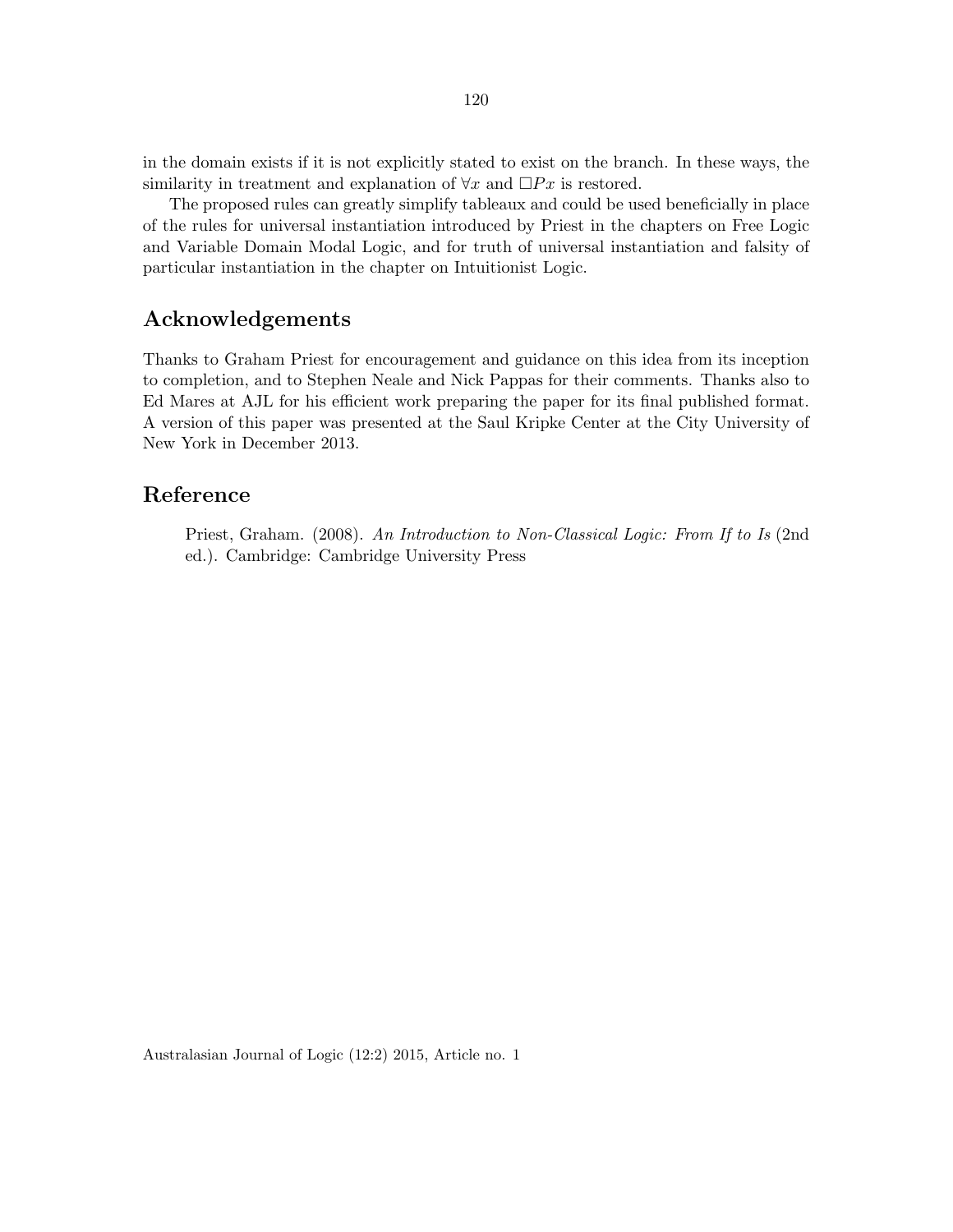in the domain exists if it is not explicitly stated to exist on the branch. In these ways, the similarity in treatment and explanation of $\forall x$ and $\Box Px$ is restored.

The proposed rules can greatly simplify tableaux and could be used beneficially in place of the rules for universal instantiation introduced by Priest in the chapters on Free Logic and Variable Domain Modal Logic, and for truth of universal instantiation and falsity of particular instantiation in the chapter on Intuitionist Logic.

## Acknowledgements

Thanks to Graham Priest for encouragement and guidance on this idea from its inception to completion, and to Stephen Neale and Nick Pappas for their comments. Thanks also to Ed Mares at AJL for his efficient work preparing the paper for its final published format. A version of this paper was presented at the Saul Kripke Center at the City University of New York in December 2013.

## Reference

Priest, Graham. (2008). *An Introduction to Non-Classical Logic: From If to Is* (2nd ed.). Cambridge: Cambridge University Press